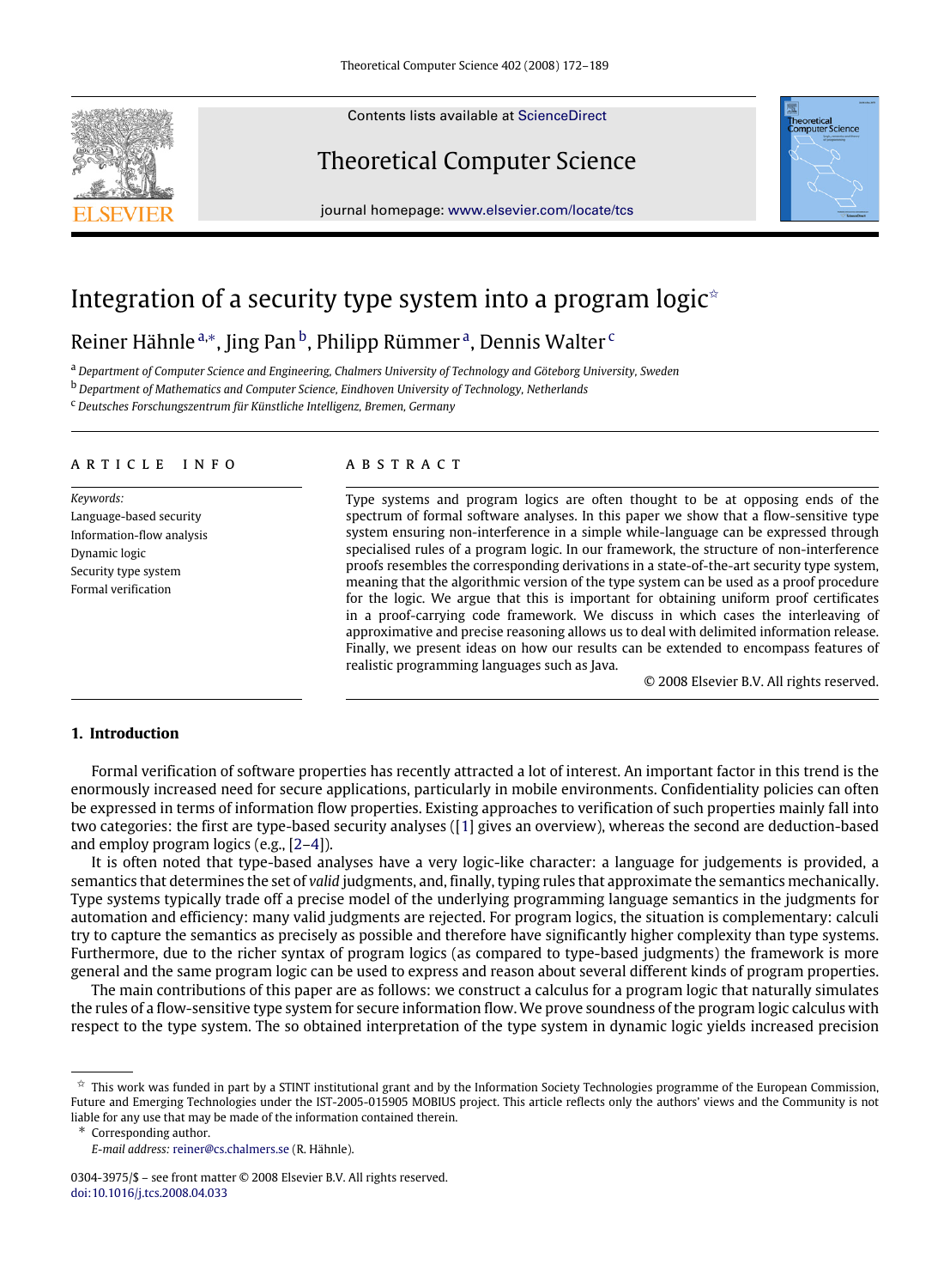# Integration of a security type system into a program logic[☆]

Reiner Hähnle[a,*], Jing Pan[b], Philipp Rümmer[a], Dennis Walter[c]

[a] *Department of Computer Science and Engineering, Chalmers University of Technology and Göteborg University, Sweden*
[b] *Department of Mathematics and Computer Science, Eindhoven University of Technology, Netherlands*
[c] *Deutsches Forschungszentrum für Künstliche Intelligenz, Bremen, Germany*

## ARTICLE INFO

*Keywords:*
Language-based security
Information-flow analysis
Dynamic logic
Security type system
Formal verification

## ABSTRACT

Type systems and program logics are often thought to be at opposing ends of the spectrum of formal software analyses. In this paper we show that a flow-sensitive type system ensuring non-interference in a simple while-language can be expressed through specialised rules of a program logic. In our framework, the structure of non-interference proofs resembles the corresponding derivations in a state-of-the-art security type system, meaning that the algorithmic version of the type system can be used as a proof procedure for the logic. We argue that this is important for obtaining uniform proof certificates in a proof-carrying code framework. We discuss in which cases the interleaving of approximative and precise reasoning allows us to deal with delimited information release. Finally, we present ideas on how our results can be extended to encompass features of realistic programming languages such as Java.

© 2008 Elsevier B.V. All rights reserved.

## 1. Introduction

Formal verification of software properties has recently attracted a lot of interest. An important factor in this trend is the enormously increased need for secure applications, particularly in mobile environments. Confidentiality policies can often be expressed in terms of information flow properties. Existing approaches to verification of such properties mainly fall into two categories: the first are type-based security analyses ([1] gives an overview), whereas the second are deduction-based and employ program logics (e.g., [2–4]).

It is often noted that type-based analyses have a very logic-like character: a language for judgements is provided, a semantics that determines the set of *valid* judgments, and, finally, typing rules that approximate the semantics mechanically. Type systems typically trade off a precise model of the underlying programming language semantics in the judgments for automation and efficiency: many valid judgments are rejected. For program logics, the situation is complementary: calculi try to capture the semantics as precisely as possible and therefore have significantly higher complexity than type systems. Furthermore, due to the richer syntax of program logics (as compared to type-based judgments) the framework is more general and the same program logic can be used to express and reason about several different kinds of program properties.

The main contributions of this paper are as follows: we construct a calculus for a program logic that naturally simulates the rules of a flow-sensitive type system for secure information flow. We prove soundness of the program logic calculus with respect to the type system. The so obtained interpretation of the type system in dynamic logic yields increased precision

---

☆ This work was funded in part by a STINT institutional grant and by the Information Society Technologies programme of the European Commission, Future and Emerging Technologies under the IST-2005-015905 MOBIUS project. This article reflects only the authors' views and the Community is not liable for any use that may be made of the information contained therein.

\* Corresponding author.
*E-mail address:* reiner@cs.chalmers.se (R. Hähnle).

0304-3975/$ – see front matter © 2008 Elsevier B.V. All rights reserved.
doi:10.1016/j.tcs.2008.04.033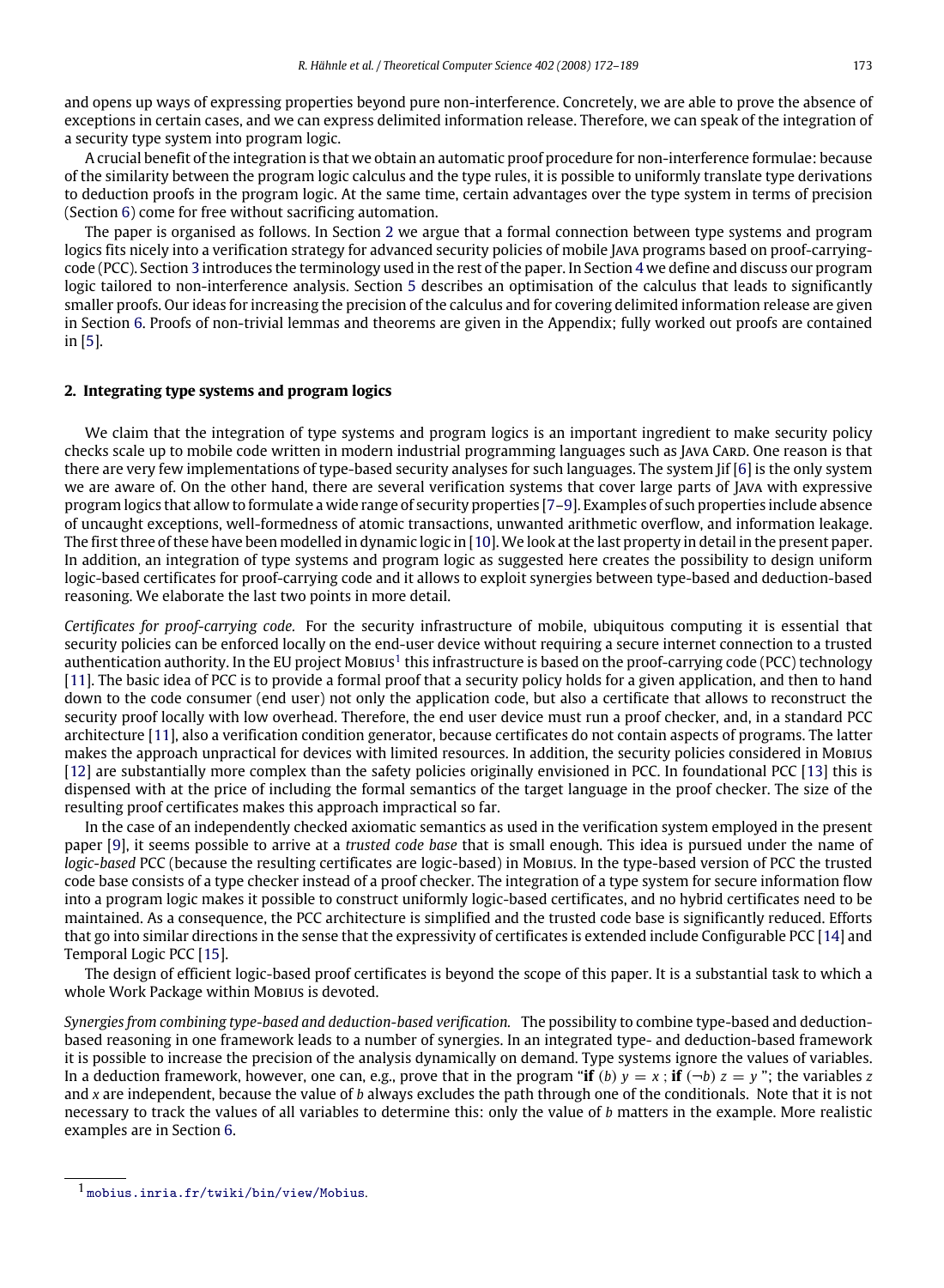and opens up ways of expressing properties beyond pure non-interference. Concretely, we are able to prove the absence of exceptions in certain cases, and we can express delimited information release. Therefore, we can speak of the integration of a security type system into program logic.

A crucial benefit of the integration is that we obtain an automatic proof procedure for non-interference formulae: because of the similarity between the program logic calculus and the type rules, it is possible to uniformly translate type derivations to deduction proofs in the program logic. At the same time, certain advantages over the type system in terms of precision (Section 6) come for free without sacrificing automation.

The paper is organised as follows. In Section 2 we argue that a formal connection between type systems and program logics fits nicely into a verification strategy for advanced security policies of mobile Java programs based on proof-carrying-code (PCC). Section 3 introduces the terminology used in the rest of the paper. In Section 4 we define and discuss our program logic tailored to non-interference analysis. Section 5 describes an optimisation of the calculus that leads to significantly smaller proofs. Our ideas for increasing the precision of the calculus and for covering delimited information release are given in Section 6. Proofs of non-trivial lemmas and theorems are given in the Appendix; fully worked out proofs are contained in [5].

## 2. Integrating type systems and program logics

We claim that the integration of type systems and program logics is an important ingredient to make security policy checks scale up to mobile code written in modern industrial programming languages such as Java Card. One reason is that there are very few implementations of type-based security analyses for such languages. The system Jif [6] is the only system we are aware of. On the other hand, there are several verification systems that cover large parts of Java with expressive program logics that allow to formulate a wide range of security properties [7–9]. Examples of such properties include absence of uncaught exceptions, well-formedness of atomic transactions, unwanted arithmetic overflow, and information leakage. The first three of these have been modelled in dynamic logic in [10]. We look at the last property in detail in the present paper. In addition, an integration of type systems and program logic as suggested here creates the possibility to design uniform logic-based certificates for proof-carrying code and it allows to exploit synergies between type-based and deduction-based reasoning. We elaborate the last two points in more detail.

*Certificates for proof-carrying code.* For the security infrastructure of mobile, ubiquitous computing it is essential that security policies can be enforced locally on the end-user device without requiring a secure internet connection to a trusted authentication authority. In the EU project Mobius[1] this infrastructure is based on the proof-carrying code (PCC) technology [11]. The basic idea of PCC is to provide a formal proof that a security policy holds for a given application, and then to hand down to the code consumer (end user) not only the application code, but also a certificate that allows to reconstruct the security proof locally with low overhead. Therefore, the end user device must run a proof checker, and, in a standard PCC architecture [11], also a verification condition generator, because certificates do not contain aspects of programs. The latter makes the approach unpractical for devices with limited resources. In addition, the security policies considered in Mobius [12] are substantially more complex than the safety policies originally envisioned in PCC. In foundational PCC [13] this is dispensed with at the price of including the formal semantics of the target language in the proof checker. The size of the resulting proof certificates makes this approach impractical so far.

In the case of an independently checked axiomatic semantics as used in the verification system employed in the present paper [9], it seems possible to arrive at a *trusted code base* that is small enough. This idea is pursued under the name of *logic-based* PCC (because the resulting certificates are logic-based) in Mobius. In the type-based version of PCC the trusted code base consists of a type checker instead of a proof checker. The integration of a type system for secure information flow into a program logic makes it possible to construct uniformly logic-based certificates, and no hybrid certificates need to be maintained. As a consequence, the PCC architecture is simplified and the trusted code base is significantly reduced. Efforts that go into similar directions in the sense that the expressivity of certificates is extended include Configurable PCC [14] and Temporal Logic PCC [15].

The design of efficient logic-based proof certificates is beyond the scope of this paper. It is a substantial task to which a whole Work Package within Mobius is devoted.

*Synergies from combining type-based and deduction-based verification.* The possibility to combine type-based and deduction-based reasoning in one framework leads to a number of synergies. In an integrated type- and deduction-based framework it is possible to increase the precision of the analysis dynamically on demand. Type systems ignore the values of variables. In a deduction framework, however, one can, e.g., prove that in the program "**if** $(b)$ $y = x$ ; **if** $(\neg b)$ $z = y$ "; the variables $z$ and $x$ are independent, because the value of $b$ always excludes the path through one of the conditionals. Note that it is not necessary to track the values of all variables to determine this: only the value of $b$ matters in the example. More realistic examples are in Section 6.

---

[1] mobius.inria.fr/twiki/bin/view/Mobius.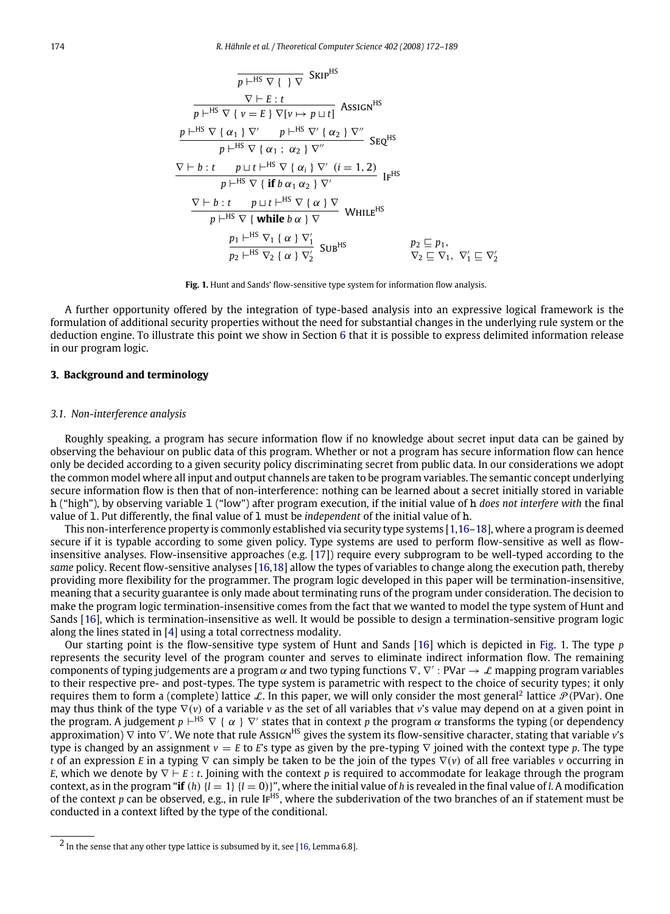$$\frac{}{p \vdash^{\mathrm{HS}} \nabla \ \{ \ \} \ \nabla} \ \textsc{Skip}^{\mathrm{HS}}$$

$$\frac{\nabla \vdash E : t}{p \vdash^{\mathrm{HS}} \nabla \ \{ \ v = E \ \} \ \nabla[v \mapsto p \sqcup t]} \ \textsc{Assign}^{\mathrm{HS}}$$

$$\frac{p \vdash^{\mathrm{HS}} \nabla \ \{ \ \alpha_1 \ \} \ \nabla' \qquad p \vdash^{\mathrm{HS}} \nabla' \ \{ \ \alpha_2 \ \} \ \nabla''}{p \vdash^{\mathrm{HS}} \nabla \ \{ \ \alpha_1 \ ; \ \alpha_2 \ \} \ \nabla''} \ \textsc{Seq}^{\mathrm{HS}}$$

$$\frac{\nabla \vdash b : t \qquad p \sqcup t \vdash^{\mathrm{HS}} \nabla \ \{ \ \alpha_i \ \} \ \nabla' \ \ (i = 1, 2)}{p \vdash^{\mathrm{HS}} \nabla \ \{ \ \textbf{if}\ b \ \alpha_1 \ \alpha_2 \ \} \ \nabla'} \ \textsc{If}^{\mathrm{HS}}$$

$$\frac{\nabla \vdash b : t \qquad p \sqcup t \vdash^{\mathrm{HS}} \nabla \ \{ \ \alpha \ \} \ \nabla}{p \vdash^{\mathrm{HS}} \nabla \ \{ \ \textbf{while}\ b \ \alpha \ \} \ \nabla} \ \textsc{While}^{\mathrm{HS}}$$

$$\frac{p_1 \vdash^{\mathrm{HS}} \nabla_1 \ \{ \ \alpha \ \} \ \nabla_1'}{p_2 \vdash^{\mathrm{HS}} \nabla_2 \ \{ \ \alpha \ \} \ \nabla_2'} \ \textsc{Sub}^{\mathrm{HS}} \qquad \begin{array}{l} p_2 \sqsubseteq p_1, \\ \nabla_2 \sqsubseteq \nabla_1, \ \ \nabla_1' \sqsubseteq \nabla_2' \end{array}$$

**Fig. 1.** Hunt and Sands' flow-sensitive type system for information flow analysis.

A further opportunity offered by the integration of type-based analysis into an expressive logical framework is the formulation of additional security properties without the need for substantial changes in the underlying rule system or the deduction engine. To illustrate this point we show in Section 6 that it is possible to express delimited information release in our program logic.

## 3. Background and terminology

### 3.1. Non-interference analysis

Roughly speaking, a program has secure information flow if no knowledge about secret input data can be gained by observing the behaviour on public data of this program. Whether or not a program has secure information flow can hence only be decided according to a given security policy discriminating secret from public data. In our considerations we adopt the common model where all input and output channels are taken to be program variables. The semantic concept underlying secure information flow is then that of non-interference: nothing can be learned about a secret initially stored in variable `h` ("high"), by observing variable `l` ("low") after program execution, if the initial value of `h` *does not interfere with* the final value of `l`. Put differently, the final value of `l` must be *independent* of the initial value of `h`.

This non-interference property is commonly established via security type systems [1,16–18], where a program is deemed secure if it is typable according to some given policy. Type systems are used to perform flow-sensitive as well as flow-insensitive analyses. Flow-insensitive approaches (e.g. [17]) require every subprogram to be well-typed according to the *same* policy. Recent flow-sensitive analyses [16,18] allow the types of variables to change along the execution path, thereby providing more flexibility for the programmer. The program logic developed in this paper will be termination-insensitive, meaning that a security guarantee is only made about terminating runs of the program under consideration. The decision to make the program logic termination-insensitive comes from the fact that we wanted to model the type system of Hunt and Sands [16], which is termination-insensitive as well. It would be possible to design a termination-sensitive program logic along the lines stated in [4] using a total correctness modality.

Our starting point is the flow-sensitive type system of Hunt and Sands [16] which is depicted in Fig. 1. The type $p$ represents the security level of the program counter and serves to eliminate indirect information flow. The remaining components of typing judgements are a program $\alpha$ and two typing functions $\nabla, \nabla' : \mathrm{PVar} \to \mathcal{L}$ mapping program variables to their respective pre- and post-types. The type system is parametric with respect to the choice of security types; it only requires them to form a (complete) lattice $\mathcal{L}$. In this paper, we will only consider the most general[2] lattice $\mathcal{P}(\mathrm{PVar})$. One may thus think of the type $\nabla(v)$ of a variable $v$ as the set of all variables that $v$'s value may depend on at a given point in the program. A judgement $p \vdash^{\mathrm{HS}} \nabla \ \{ \ \alpha \ \} \ \nabla'$ states that in context $p$ the program $\alpha$ transforms the typing (or dependency approximation) $\nabla$ into $\nabla'$. We note that rule $\textsc{Assign}^{\mathrm{HS}}$ gives the system its flow-sensitive character, stating that variable $v$'s type is changed by an assignment $v = E$ to $E$'s type as given by the pre-typing $\nabla$ joined with the context type $p$. The type $t$ of an expression $E$ in a typing $\nabla$ can simply be taken to be the join of the types $\nabla(v)$ of all free variables $v$ occurring in $E$, which we denote by $\nabla \vdash E : t$. Joining with the context $p$ is required to accommodate for leakage through the program context, as in the program "**if** $(h)$ $\{l = 1\}$ $\{l = 0\}$)", where the initial value of $h$ is revealed in the final value of $l$. A modification of the context $p$ can be observed, e.g., in rule $\textsc{If}^{\mathrm{HS}}$, where the subderivation of the two branches of an if statement must be conducted in a context lifted by the type of the conditional.

[2] In the sense that any other type lattice is subsumed by it, see [16, Lemma 6.8].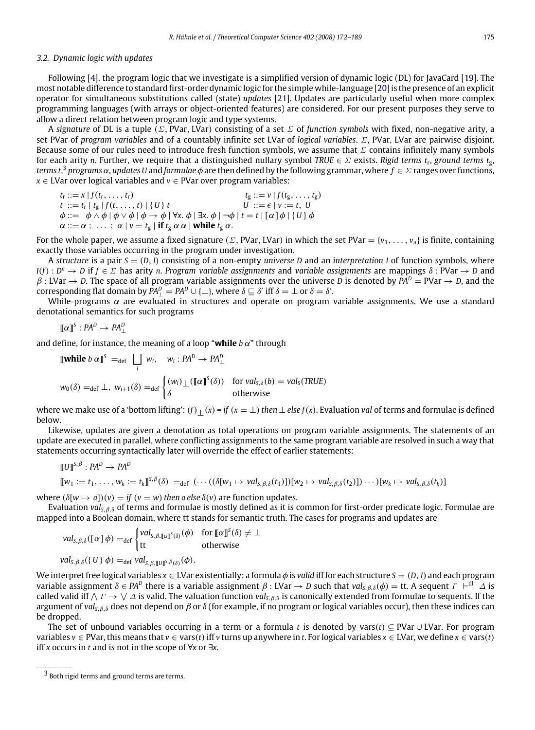### 3.2. Dynamic logic with updates

Following [4], the program logic that we investigate is a simplified version of dynamic logic (DL) for JavaCard [19]. The most notable difference to standard first-order dynamic logic for the simple while-language [20] is the presence of an explicit operator for simultaneous substitutions called (state) *updates* [21]. Updates are particularly useful when more complex programming languages (with arrays or object-oriented features) are considered. For our present purposes they serve to allow a direct relation between program logic and type systems.

A *signature* of DL is a tuple $(\Sigma, \mathrm{PVar}, \mathrm{LVar})$ consisting of a set $\Sigma$ of *function symbols* with fixed, non-negative arity, a set PVar of *program variables* and of a countably infinite set LVar of *logical variables*. $\Sigma$, PVar, LVar are pairwise disjoint. Because some of our rules need to introduce fresh function symbols, we assume that $\Sigma$ contains infinitely many symbols for each arity $n$. Further, we require that a distinguished nullary symbol $TRUE \in \Sigma$ exists. *Rigid terms* $t_r$, *ground terms* $t_g$, *terms* $t$,[3] *programs* $\alpha$, *updates* $U$ and *formulae* $\phi$ are then defined by the following grammar, where $f \in \Sigma$ ranges over functions, $x \in \mathrm{LVar}$ over logical variables and $v \in \mathrm{PVar}$ over program variables:

$$
\begin{array}{ll}
t_r ::= x \mid f(t_r, \ldots, t_r) & t_g ::= v \mid f(t_g, \ldots, t_g) \\
t \;::= t_r \mid t_g \mid f(t, \ldots, t) \mid \{U\}\, t & U \;::= \epsilon \mid v := t,\ U \\
\multicolumn{2}{l}{\phi ::= \ \phi \wedge \phi \mid \phi \vee \phi \mid \phi \rightarrow \phi \mid \forall x.\, \phi \mid \exists x.\, \phi \mid \neg\phi \mid t = t \mid [\,\alpha\,]\,\phi \mid \{U\}\,\phi} \\
\multicolumn{2}{l}{\alpha ::= \alpha\, ;\ \ldots\, ;\ \alpha \mid v = t_g \mid \textbf{if}\ t_g\ \alpha\ \alpha \mid \textbf{while}\ t_g\ \alpha.}
\end{array}
$$

For the whole paper, we assume a fixed signature $(\Sigma, \mathrm{PVar}, \mathrm{LVar})$ in which the set $\mathrm{PVar} = \{v_1, \ldots, v_n\}$ is finite, containing exactly those variables occurring in the program under investigation.

A *structure* is a pair $S = (D, I)$ consisting of a non-empty *universe* $D$ and an *interpretation* $I$ of function symbols, where $I(f) : D^n \to D$ if $f \in \Sigma$ has arity $n$. *Program variable assignments* and *variable assignments* are mappings $\delta : \mathrm{PVar} \to D$ and $\beta : \mathrm{LVar} \to D$. The space of all program variable assignments over the universe $D$ is denoted by $PA^D = \mathrm{PVar} \to D$, and the corresponding flat domain by $PA^D_\perp = PA^D \cup \{\perp\}$, where $\delta \sqsubseteq \delta'$ iff $\delta = \perp$ or $\delta = \delta'$.

While-programs $\alpha$ are evaluated in structures and operate on program variable assignments. We use a standard denotational semantics for such programs

$$[\![\alpha]\!]^S : PA^D \to PA^D_\perp$$

and define, for instance, the meaning of a loop "**while** $b\ \alpha$" through

$$[\![\textbf{while}\ b\ \alpha]\!]^S =_{\mathrm{def}} \bigsqcup_i w_i, \quad w_i : PA^D \to PA^D_\perp$$

$$w_0(\delta) =_{\mathrm{def}} \perp,\ w_{i+1}(\delta) =_{\mathrm{def}} \begin{cases} (w_i)_\perp([\![\alpha]\!]^S(\delta)) & \text{for } val_{S,\delta}(b) = val_S(TRUE) \\ \delta & \text{otherwise} \end{cases}$$

where we make use of a 'bottom lifting': $(f)_\perp(x) = \textit{if } (x = \perp) \textit{ then } \perp \textit{ else } f(x)$. Evaluation *val* of terms and formulae is defined below.

Likewise, updates are given a denotation as total operations on program variable assignments. The statements of an update are executed in parallel, where conflicting assignments to the same program variable are resolved in such a way that statements occurring syntactically later will override the effect of earlier statements:

$$[\![U]\!]^{S,\beta} : PA^D \to PA^D$$

$$[\![w_1 := t_1, \ldots, w_k := t_k]\!]^{S,\beta}(\delta) =_{\mathrm{def}} (\cdots((\delta[w_1 \mapsto val_{S,\beta,\delta}(t_1)])[w_2 \mapsto val_{S,\beta,\delta}(t_2)])\cdots)[w_k \mapsto val_{S,\beta,\delta}(t_k)]$$

where $(\delta[w \mapsto a])(v) = \textit{if } (v = w) \textit{ then } a \textit{ else } \delta(v)$ are function updates.

Evaluation $val_{S,\beta,\delta}$ of terms and formulae is mostly defined as it is common for first-order predicate logic. Formulae are mapped into a Boolean domain, where tt stands for semantic truth. The cases for programs and updates are

$$val_{S,\beta,\delta}([\,\alpha\,]\,\phi) =_{\mathrm{def}} \begin{cases} val_{S,\beta,[\![\alpha]\!]^S(\delta)}(\phi) & \text{for } [\![\alpha]\!]^S(\delta) \neq \perp \\ \mathrm{tt} & \text{otherwise} \end{cases}$$

$$val_{S,\beta,\delta}(\{U\}\,\phi) =_{\mathrm{def}} val_{S,\beta,[\![U]\!]^{S,\beta}(\delta)}(\phi).$$

We interpret free logical variables $x \in \mathrm{LVar}$ existentially: a formula $\phi$ is *valid* iff for each structure $S = (D, I)$ and each program variable assignment $\delta \in PA^D$ there is a variable assignment $\beta : \mathrm{LVar} \to D$ such that $val_{S,\beta,\delta}(\phi) = \mathrm{tt}$. A sequent $\Gamma \vdash^{\mathrm{dl}} \Delta$ is called valid iff $\bigwedge \Gamma \to \bigvee \Delta$ is valid. The valuation function $val_{S,\beta,\delta}$ is canonically extended from formulae to sequents. If the argument of $val_{S,\beta,\delta}$ does not depend on $\beta$ or $\delta$ (for example, if no program or logical variables occur), then these indices can be dropped.

The set of unbound variables occurring in a term or a formula $t$ is denoted by $\mathrm{vars}(t) \subseteq \mathrm{PVar} \cup \mathrm{LVar}$. For program variables $v \in \mathrm{PVar}$, this means that $v \in \mathrm{vars}(t)$ iff $v$ turns up anywhere in $t$. For logical variables $x \in \mathrm{LVar}$, we define $x \in \mathrm{vars}(t)$ iff $x$ occurs in $t$ and is not in the scope of $\forall x$ or $\exists x$.

[3] Both rigid terms and ground terms are terms.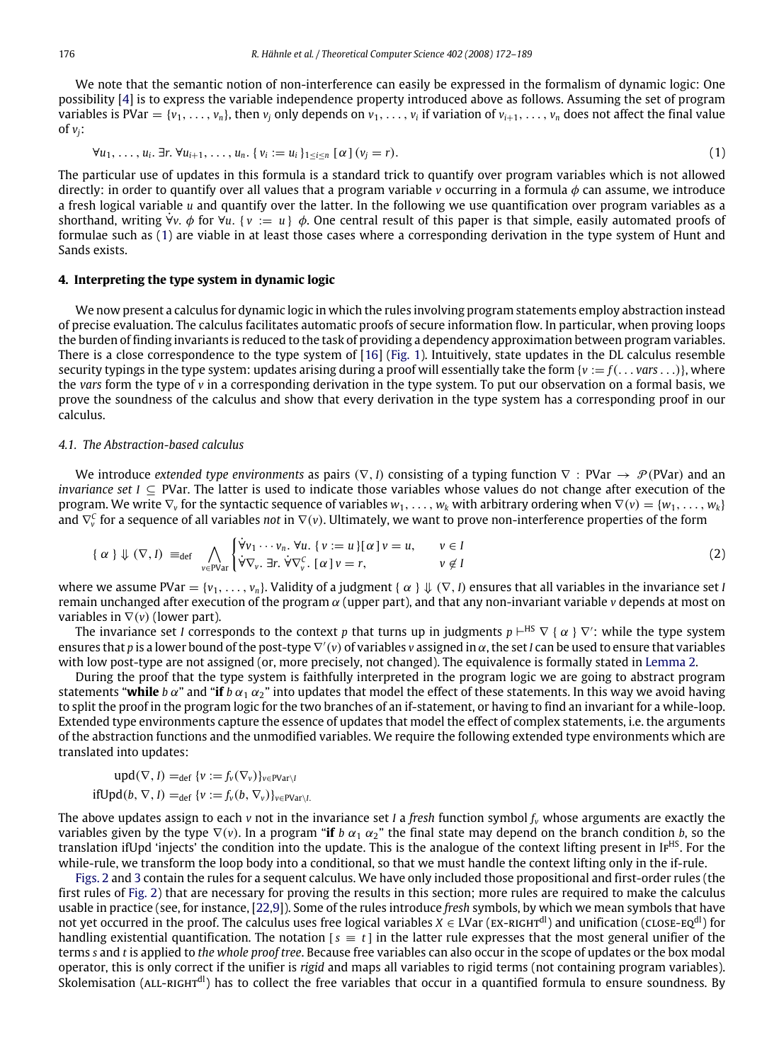We note that the semantic notion of non-interference can easily be expressed in the formalism of dynamic logic: One possibility [4] is to express the variable independence property introduced above as follows. Assuming the set of program variables is $\text{PVar} = \{v_1, \ldots, v_n\}$, then $v_j$ only depends on $v_1, \ldots, v_i$ if variation of $v_{i+1}, \ldots, v_n$ does not affect the final value of $v_j$:

$$\forall u_1, \ldots, u_i.\ \exists r.\ \forall u_{i+1}, \ldots, u_n.\ \{\, v_i := u_i \,\}_{1 \le i \le n}\ [\,\alpha\,]\ (v_j = r). \tag{1}$$

The particular use of updates in this formula is a standard trick to quantify over program variables which is not allowed directly: in order to quantify over all values that a program variable $v$ occurring in a formula $\phi$ can assume, we introduce a fresh logical variable $u$ and quantify over the latter. In the following we use quantification over program variables as a shorthand, writing $\dot\forall v.\ \phi$ for $\forall u.\ \{\, v := u \,\}\ \phi$. One central result of this paper is that simple, easily automated proofs of formulae such as (1) are viable in at least those cases where a corresponding derivation in the type system of Hunt and Sands exists.

## 4. Interpreting the type system in dynamic logic

We now present a calculus for dynamic logic in which the rules involving program statements employ abstraction instead of precise evaluation. The calculus facilitates automatic proofs of secure information flow. In particular, when proving loops the burden of finding invariants is reduced to the task of providing a dependency approximation between program variables. There is a close correspondence to the type system of [16] (Fig. 1). Intuitively, state updates in the DL calculus resemble security typings in the type system: updates arising during a proof will essentially take the form $\{v := f(\ldots \mathit{vars} \ldots)\}$, where the *vars* form the type of $v$ in a corresponding derivation in the type system. To put our observation on a formal basis, we prove the soundness of the calculus and show that every derivation in the type system has a corresponding proof in our calculus.

### 4.1. The Abstraction-based calculus

We introduce *extended type environments* as pairs $(\nabla, I)$ consisting of a typing function $\nabla : \text{PVar} \to \mathcal{P}(\text{PVar})$ and an *invariance set* $I \subseteq \text{PVar}$. The latter is used to indicate those variables whose values do not change after execution of the program. We write $\nabla_v$ for the syntactic sequence of variables $w_1, \ldots, w_k$ with arbitrary ordering when $\nabla(v) = \{w_1, \ldots, w_k\}$ and $\nabla_v^C$ for a sequence of all variables *not* in $\nabla(v)$. Ultimately, we want to prove non-interference properties of the form

$$\{\,\alpha\,\} \Downarrow (\nabla, I)\ \equiv_{\text{def}} \bigwedge_{v \in \text{PVar}} \begin{cases} \dot\forall v_1 \cdots v_n.\ \forall u.\ \{\, v := u \,\}[\,\alpha\,]\, v = u, & v \in I \\ \dot\forall \nabla_v.\ \exists r.\ \dot\forall \nabla_v^C.\ [\,\alpha\,]\, v = r, & v \notin I \end{cases} \tag{2}$$

where we assume $\text{PVar} = \{v_1, \ldots, v_n\}$. Validity of a judgment $\{\,\alpha\,\} \Downarrow (\nabla, I)$ ensures that all variables in the invariance set $I$ remain unchanged after execution of the program $\alpha$ (upper part), and that any non-invariant variable $v$ depends at most on variables in $\nabla(v)$ (lower part).

The invariance set $I$ corresponds to the context $p$ that turns up in judgments $p \vdash^{\text{HS}} \nabla\ \{\,\alpha\,\}\ \nabla'$: while the type system ensures that $p$ is a lower bound of the post-type $\nabla'(v)$ of variables $v$ assigned in $\alpha$, the set $I$ can be used to ensure that variables with low post-type are not assigned (or, more precisely, not changed). The equivalence is formally stated in Lemma 2.

During the proof that the type system is faithfully interpreted in the program logic we are going to abstract program statements "**while** $b\ \alpha$" and "**if** $b\ \alpha_1\ \alpha_2$" into updates that model the effect of these statements. In this way we avoid having to split the proof in the program logic for the two branches of an if-statement, or having to find an invariant for a while-loop. Extended type environments capture the essence of updates that model the effect of complex statements, i.e. the arguments of the abstraction functions and the unmodified variables. We require the following extended type environments which are translated into updates:

$$\text{upd}(\nabla, I) =_{\text{def}} \{v := f_v(\nabla_v)\}_{v \in \text{PVar} \setminus I}$$
$$\text{ifUpd}(b, \nabla, I) =_{\text{def}} \{v := f_v(b, \nabla_v)\}_{v \in \text{PVar} \setminus I}.$$

The above updates assign to each $v$ not in the invariance set $I$ a *fresh* function symbol $f_v$ whose arguments are exactly the variables given by the type $\nabla(v)$. In a program "**if** $b\ \alpha_1\ \alpha_2$" the final state may depend on the branch condition $b$, so the translation ifUpd 'injects' the condition into the update. This is the analogue of the context lifting present in $\text{I}\textsc{f}^{\text{HS}}$. For the while-rule, we transform the loop body into a conditional, so that we must handle the context lifting only in the if-rule.

Figs. 2 and 3 contain the rules for a sequent calculus. We have only included those propositional and first-order rules (the first rules of Fig. 2) that are necessary for proving the results in this section; more rules are required to make the calculus usable in practice (see, for instance, [22,9]). Some of the rules introduce *fresh* symbols, by which we mean symbols that have not yet occurred in the proof. The calculus uses free logical variables $X \in \text{LVar}$ ($\textsc{ex-right}^{\text{dl}}$) and unification ($\textsc{close-eq}^{\text{dl}}$) for handling existential quantification. The notation $[\,s \equiv t\,]$ in the latter rule expresses that the most general unifier of the terms $s$ and $t$ is applied to *the whole proof tree*. Because free variables can also occur in the scope of updates or the box modal operator, this is only correct if the unifier is *rigid* and maps all variables to rigid terms (not containing program variables). Skolemisation ($\textsc{all-right}^{\text{dl}}$) has to collect the free variables that occur in a quantified formula to ensure soundness. By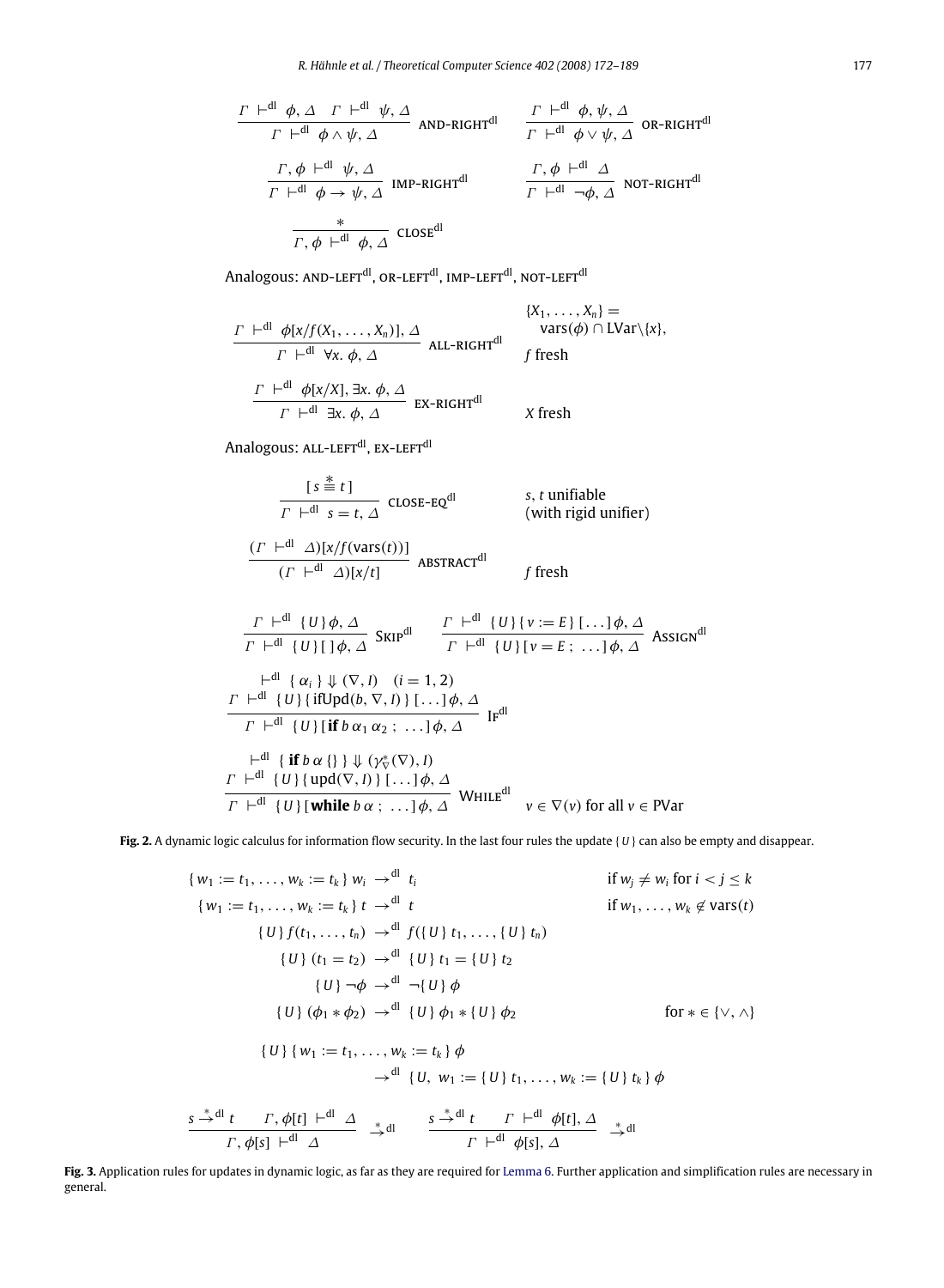$$\frac{\Gamma \vdash^{\mathrm{dl}} \phi, \Delta \quad \Gamma \vdash^{\mathrm{dl}} \psi, \Delta}{\Gamma \vdash^{\mathrm{dl}} \phi \wedge \psi, \Delta} \text{ AND-RIGHT}^{\mathrm{dl}} \qquad \frac{\Gamma \vdash^{\mathrm{dl}} \phi, \psi, \Delta}{\Gamma \vdash^{\mathrm{dl}} \phi \vee \psi, \Delta} \text{ OR-RIGHT}^{\mathrm{dl}}$$

$$\frac{\Gamma, \phi \vdash^{\mathrm{dl}} \psi, \Delta}{\Gamma \vdash^{\mathrm{dl}} \phi \to \psi, \Delta} \text{ IMP-RIGHT}^{\mathrm{dl}} \qquad \frac{\Gamma, \phi \vdash^{\mathrm{dl}} \Delta}{\Gamma \vdash^{\mathrm{dl}} \neg\phi, \Delta} \text{ NOT-RIGHT}^{\mathrm{dl}}$$

$$\frac{*}{\Gamma, \phi \vdash^{\mathrm{dl}} \phi, \Delta} \text{ CLOSE}^{\mathrm{dl}}$$

Analogous: AND-LEFT$^{\mathrm{dl}}$, OR-LEFT$^{\mathrm{dl}}$, IMP-LEFT$^{\mathrm{dl}}$, NOT-LEFT$^{\mathrm{dl}}$

$$\frac{\Gamma \vdash^{\mathrm{dl}} \phi[x/f(X_1, \ldots, X_n)], \Delta}{\Gamma \vdash^{\mathrm{dl}} \forall x.\, \phi, \Delta} \text{ ALL-RIGHT}^{\mathrm{dl}} \qquad \begin{array}{l}\{X_1, \ldots, X_n\} = \\ \quad \mathrm{vars}(\phi) \cap \mathrm{LVar} \setminus \{x\}, \\ f \text{ fresh}\end{array}$$

$$\frac{\Gamma \vdash^{\mathrm{dl}} \phi[x/X], \exists x.\, \phi, \Delta}{\Gamma \vdash^{\mathrm{dl}} \exists x.\, \phi, \Delta} \text{ EX-RIGHT}^{\mathrm{dl}} \qquad X \text{ fresh}$$

Analogous: ALL-LEFT$^{\mathrm{dl}}$, EX-LEFT$^{\mathrm{dl}}$

$$\frac{[\, s \stackrel{*}{\equiv} t \,]}{\Gamma \vdash^{\mathrm{dl}} s = t, \Delta} \text{ CLOSE-EQ}^{\mathrm{dl}} \qquad \begin{array}{l} s, t \text{ unifiable} \\ \text{(with rigid unifier)}\end{array}$$

$$\frac{(\Gamma \vdash^{\mathrm{dl}} \Delta)[x/f(\mathrm{vars}(t))]}{(\Gamma \vdash^{\mathrm{dl}} \Delta)[x/t]} \text{ ABSTRACT}^{\mathrm{dl}} \qquad f \text{ fresh}$$

$$\frac{\Gamma \vdash^{\mathrm{dl}} \{\, U \,\}\phi, \Delta}{\Gamma \vdash^{\mathrm{dl}} \{\, U \,\}[\,]\,\phi, \Delta} \text{ SKIP}^{\mathrm{dl}} \qquad \frac{\Gamma \vdash^{\mathrm{dl}} \{\, U \,\}\{\, v := E \,\}[\ldots]\phi, \Delta}{\Gamma \vdash^{\mathrm{dl}} \{\, U \,\}[\, v = E\, ;\ \ldots]\phi, \Delta} \text{ ASSIGN}^{\mathrm{dl}}$$

$$\frac{\begin{array}{c}\vdash^{\mathrm{dl}} \{\, \alpha_i \,\} \Downarrow (\nabla, I) \quad (i = 1, 2) \\ \Gamma \vdash^{\mathrm{dl}} \{\, U \,\}\{\, \mathrm{ifUpd}(b, \nabla, I) \,\}[\ldots]\phi, \Delta\end{array}}{\Gamma \vdash^{\mathrm{dl}} \{\, U \,\}[\, \mathbf{if}\ b\ \alpha_1\ \alpha_2\ ;\ \ldots]\phi, \Delta} \text{ IF}^{\mathrm{dl}}$$

$$\frac{\begin{array}{c}\vdash^{\mathrm{dl}} \{\, \mathbf{if}\ b\ \alpha\ \{\}\,\} \Downarrow (\gamma^*_\nabla(\nabla), I) \\ \Gamma \vdash^{\mathrm{dl}} \{\, U \,\}\{\, \mathrm{upd}(\nabla, I) \,\}[\ldots]\phi, \Delta\end{array}}{\Gamma \vdash^{\mathrm{dl}} \{\, U \,\}[\, \mathbf{while}\ b\ \alpha\ ;\ \ldots]\phi, \Delta} \text{ WHILE}^{\mathrm{dl}} \qquad v \in \nabla(v) \text{ for all } v \in \mathrm{PVar}$$

**Fig. 2.** A dynamic logic calculus for information flow security. In the last four rules the update $\{\, U \,\}$ can also be empty and disappear.

$$\begin{array}{rcll}
\{\, w_1 := t_1, \ldots, w_k := t_k \,\}\, w_i & \to^{\mathrm{dl}} & t_i & \text{if } w_j \neq w_i \text{ for } i < j \leq k \\
\{\, w_1 := t_1, \ldots, w_k := t_k \,\}\, t & \to^{\mathrm{dl}} & t & \text{if } w_1, \ldots, w_k \notin \mathrm{vars}(t) \\
\{\, U \,\}\, f(t_1, \ldots, t_n) & \to^{\mathrm{dl}} & f(\{\, U \,\}\, t_1, \ldots, \{\, U \,\}\, t_n) & \\
\{\, U \,\}\, (t_1 = t_2) & \to^{\mathrm{dl}} & \{\, U \,\}\, t_1 = \{\, U \,\}\, t_2 & \\
\{\, U \,\}\, \neg\phi & \to^{\mathrm{dl}} & \neg\{\, U \,\}\, \phi & \\
\{\, U \,\}\, (\phi_1 * \phi_2) & \to^{\mathrm{dl}} & \{\, U \,\}\, \phi_1 * \{\, U \,\}\, \phi_2 & \text{for } * \in \{\vee, \wedge\}
\end{array}$$

$$\begin{array}{l}
\{\, U \,\}\, \{\, w_1 := t_1, \ldots, w_k := t_k \,\}\, \phi \\
\qquad \to^{\mathrm{dl}} \{\, U,\ w_1 := \{\, U \,\}\, t_1, \ldots, w_k := \{\, U \,\}\, t_k \,\}\, \phi
\end{array}$$

$$\frac{s \stackrel{*}{\to}{}^{\mathrm{dl}}\, t \qquad \Gamma, \phi[t] \vdash^{\mathrm{dl}} \Delta}{\Gamma, \phi[s] \vdash^{\mathrm{dl}} \Delta} \stackrel{*}{\to}{}^{\mathrm{dl}} \qquad \frac{s \stackrel{*}{\to}{}^{\mathrm{dl}}\, t \qquad \Gamma \vdash^{\mathrm{dl}} \phi[t], \Delta}{\Gamma \vdash^{\mathrm{dl}} \phi[s], \Delta} \stackrel{*}{\to}{}^{\mathrm{dl}}$$

**Fig. 3.** Application rules for updates in dynamic logic, as far as they are required for Lemma 6. Further application and simplification rules are necessary in general.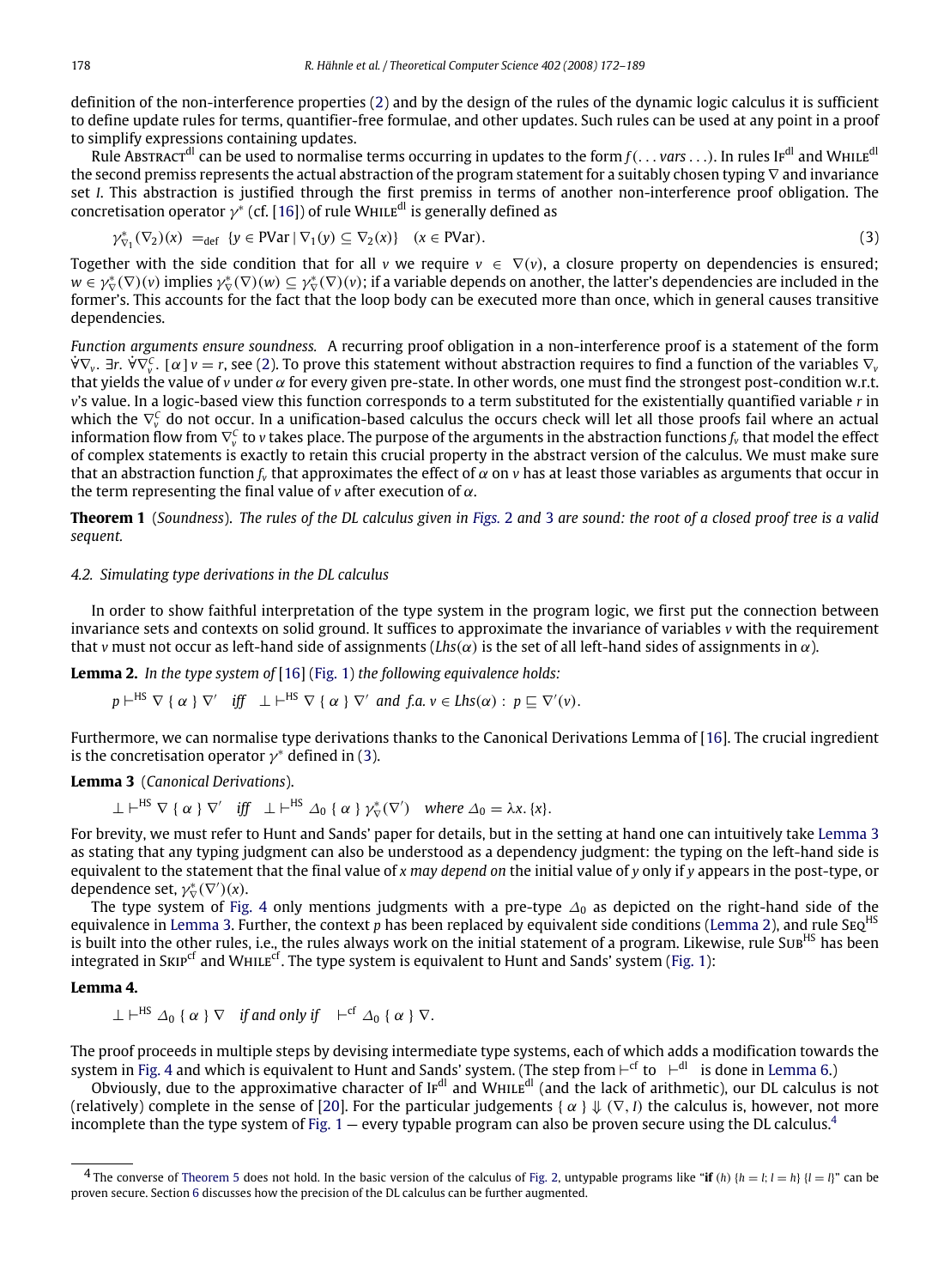definition of the non-interference properties (2) and by the design of the rules of the dynamic logic calculus it is sufficient to define update rules for terms, quantifier-free formulae, and other updates. Such rules can be used at any point in a proof to simplify expressions containing updates.

Rule ABSTRACT$^{dl}$ can be used to normalise terms occurring in updates to the form $f(\ldots vars \ldots)$. In rules IF$^{dl}$ and WHILE$^{dl}$ the second premiss represents the actual abstraction of the program statement for a suitably chosen typing $\nabla$ and invariance set $I$. This abstraction is justified through the first premiss in terms of another non-interference proof obligation. The concretisation operator $\gamma^*$ (cf. [16]) of rule WHILE$^{dl}$ is generally defined as

$$\gamma^*_{\nabla_1}(\nabla_2)(x) =_{\text{def}} \{y \in \text{PVar} \mid \nabla_1(y) \subseteq \nabla_2(x)\} \quad (x \in \text{PVar}). \tag{3}$$

Together with the side condition that for all $v$ we require $v \in \nabla(v)$, a closure property on dependencies is ensured; $w \in \gamma^*_\nabla(\nabla)(v)$ implies $\gamma^*_\nabla(\nabla)(w) \subseteq \gamma^*_\nabla(\nabla)(v)$; if a variable depends on another, the latter's dependencies are included in the former's. This accounts for the fact that the loop body can be executed more than once, which in general causes transitive dependencies.

*Function arguments ensure soundness.* A recurring proof obligation in a non-interference proof is a statement of the form $\dot\forall\nabla_v.\ \exists r.\ \dot\forall\nabla_v^C.\ [\alpha]\, v = r$, see (2). To prove this statement without abstraction requires to find a function of the variables $\nabla_v$ that yields the value of $v$ under $\alpha$ for every given pre-state. In other words, one must find the strongest post-condition w.r.t. $v$'s value. In a logic-based view this function corresponds to a term substituted for the existentially quantified variable $r$ in which the $\nabla_v^C$ do not occur. In a unification-based calculus the occurs check will let all those proofs fail where an actual information flow from $\nabla_v^C$ to $v$ takes place. The purpose of the arguments in the abstraction functions $f_v$ that model the effect of complex statements is exactly to retain this crucial property in the abstract version of the calculus. We must make sure that an abstraction function $f_v$ that approximates the effect of $\alpha$ on $v$ has at least those variables as arguments that occur in the term representing the final value of $v$ after execution of $\alpha$.

**Theorem 1** (*Soundness*). *The rules of the DL calculus given in Figs. 2 and 3 are sound: the root of a closed proof tree is a valid sequent.*

### 4.2. Simulating type derivations in the DL calculus

In order to show faithful interpretation of the type system in the program logic, we first put the connection between invariance sets and contexts on solid ground. It suffices to approximate the invariance of variables $v$ with the requirement that $v$ must not occur as left-hand side of assignments ($Lhs(\alpha)$ is the set of all left-hand sides of assignments in $\alpha$).

**Lemma 2.** *In the type system of* [16] (Fig. 1) *the following equivalence holds:*

$$p \vdash^{\text{HS}} \nabla \{\ \alpha\ \} \nabla' \quad \textit{iff} \quad \bot \vdash^{\text{HS}} \nabla \{\ \alpha\ \} \nabla' \ \textit{and f.a.}\ v \in Lhs(\alpha):\ p \sqsubseteq \nabla'(v).$$

Furthermore, we can normalise type derivations thanks to the Canonical Derivations Lemma of [16]. The crucial ingredient is the concretisation operator $\gamma^*$ defined in (3).

**Lemma 3** (*Canonical Derivations*).

$$\bot \vdash^{\text{HS}} \nabla \{\ \alpha\ \} \nabla' \quad \textit{iff} \quad \bot \vdash^{\text{HS}} \Delta_0 \{\ \alpha\ \} \gamma^*_\nabla(\nabla') \quad \textit{where}\ \Delta_0 = \lambda x.\{x\}.$$

For brevity, we must refer to Hunt and Sands' paper for details, but in the setting at hand one can intuitively take Lemma 3 as stating that any typing judgment can also be understood as a dependency judgment: the typing on the left-hand side is equivalent to the statement that the final value of $x$ *may depend on* the initial value of $y$ only if $y$ appears in the post-type, or dependence set, $\gamma^*_\nabla(\nabla')(x)$.

The type system of Fig. 4 only mentions judgments with a pre-type $\Delta_0$ as depicted on the right-hand side of the equivalence in Lemma 3. Further, the context $p$ has been replaced by equivalent side conditions (Lemma 2), and rule SEQ$^{\text{HS}}$ is built into the other rules, i.e., the rules always work on the initial statement of a program. Likewise, rule SUB$^{\text{HS}}$ has been integrated in SKIP$^{\text{cf}}$ and WHILE$^{\text{cf}}$. The type system is equivalent to Hunt and Sands' system (Fig. 1):

**Lemma 4.**

$$\bot \vdash^{\text{HS}} \Delta_0 \{\ \alpha\ \} \nabla \quad \textit{if and only if} \quad \vdash^{\text{cf}} \Delta_0 \{\ \alpha\ \} \nabla.$$

The proof proceeds in multiple steps by devising intermediate type systems, each of which adds a modification towards the system in Fig. 4 and which is equivalent to Hunt and Sands' system. (The step from $\vdash^{\text{cf}}$ to $\vdash^{\text{dl}}$ is done in Lemma 6.)

Obviously, due to the approximative character of IF$^{dl}$ and WHILE$^{dl}$ (and the lack of arithmetic), our DL calculus is not (relatively) complete in the sense of [20]. For the particular judgements $\{\ \alpha\ \} \Downarrow (\nabla, I)$ the calculus is, however, not more incomplete than the type system of Fig. 1 — every typable program can also be proven secure using the DL calculus.[4]

[4] The converse of Theorem 5 does not hold. In the basic version of the calculus of Fig. 2, untypable programs like "**if** $(h)$ $\{h = l; l = h\}$ $\{l = l\}$" can be proven secure. Section 6 discusses how the precision of the DL calculus can be further augmented.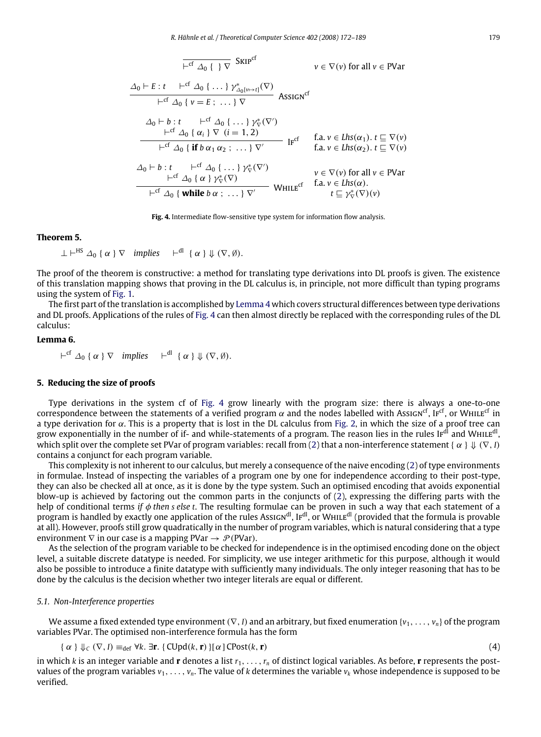$$\frac{}{\vdash^{\text{cf}} \Delta_0 \{ \ \} \nabla} \ \textsc{Skip}^{\text{cf}} \qquad v \in \nabla(v) \text{ for all } v \in \text{PVar}$$

$$\frac{\Delta_0 \vdash E : t \qquad \vdash^{\text{cf}} \Delta_0 \{ \dots \} \gamma^*_{\Delta_0[v \mapsto t]}(\nabla)}{\vdash^{\text{cf}} \Delta_0 \{ v = E \ ; \ \dots \} \nabla} \ \textsc{Assign}^{\text{cf}}$$

$$\frac{\Delta_0 \vdash b : t \qquad \vdash^{\text{cf}} \Delta_0 \{ \dots \} \gamma^*_{\nabla}(\nabla') \qquad \vdash^{\text{cf}} \Delta_0 \{ \alpha_i \} \nabla \ \ (i = 1, 2)}{\vdash^{\text{cf}} \Delta_0 \{ \textbf{if } b \, \alpha_1 \, \alpha_2 \ ; \ \dots \} \nabla'} \ \textsc{If}^{\text{cf}} \qquad \begin{array}{l} \text{f.a. } v \in Lhs(\alpha_1).\ t \sqsubseteq \nabla(v) \\ \text{f.a. } v \in Lhs(\alpha_2).\ t \sqsubseteq \nabla(v) \end{array}$$

$$\frac{\Delta_0 \vdash b : t \qquad \vdash^{\text{cf}} \Delta_0 \{ \dots \} \gamma^*_{\nabla}(\nabla') \qquad \vdash^{\text{cf}} \Delta_0 \{ \alpha \} \gamma^*_{\nabla}(\nabla)}{\vdash^{\text{cf}} \Delta_0 \{ \textbf{while } b \, \alpha \ ; \ \dots \} \nabla'} \ \textsc{While}^{\text{cf}} \qquad \begin{array}{l} v \in \nabla(v) \text{ for all } v \in \text{PVar} \\ \text{f.a. } v \in Lhs(\alpha). \\ \quad t \sqsubseteq \gamma^*_{\nabla}(\nabla)(v) \end{array}$$

**Fig. 4.** Intermediate flow-sensitive type system for information flow analysis.

**Theorem 5.**

$\bot \vdash^{\text{HS}} \Delta_0 \{ \alpha \} \nabla$ *implies* $\vdash^{\text{dl}} \{ \alpha \} \Downarrow (\nabla, \emptyset)$.

The proof of the theorem is constructive: a method for translating type derivations into DL proofs is given. The existence of this translation mapping shows that proving in the DL calculus is, in principle, not more difficult than typing programs using the system of Fig. 1.

The first part of the translation is accomplished by Lemma 4 which covers structural differences between type derivations and DL proofs. Applications of the rules of Fig. 4 can then almost directly be replaced with the corresponding rules of the DL calculus:

**Lemma 6.**

$\vdash^{\text{cf}} \Delta_0 \{ \alpha \} \nabla$ *implies* $\vdash^{\text{dl}} \{ \alpha \} \Downarrow (\nabla, \emptyset)$.

## 5. Reducing the size of proofs

Type derivations in the system cf of Fig. 4 grow linearly with the program size: there is always a one-to-one correspondence between the statements of a verified program $\alpha$ and the nodes labelled with $\textsc{Assign}^{\text{cf}}$, $\textsc{If}^{\text{cf}}$, or $\textsc{While}^{\text{cf}}$ in a type derivation for $\alpha$. This is a property that is lost in the DL calculus from Fig. 2, in which the size of a proof tree can grow exponentially in the number of if- and while-statements of a program. The reason lies in the rules $\textsc{If}^{\text{dl}}$ and $\textsc{While}^{\text{dl}}$, which split over the complete set PVar of program variables: recall from (2) that a non-interference statement $\{ \alpha \} \Downarrow (\nabla, I)$ contains a conjunct for each program variable.

This complexity is not inherent to our calculus, but merely a consequence of the naive encoding (2) of type environments in formulae. Instead of inspecting the variables of a program one by one for independence according to their post-type, they can also be checked all at once, as it is done by the type system. Such an optimised encoding that avoids exponential blow-up is achieved by factoring out the common parts in the conjuncts of (2), expressing the differing parts with the help of conditional terms *if* $\phi$ *then s else t*. The resulting formulae can be proven in such a way that each statement of a program is handled by exactly one application of the rules $\textsc{Assign}^{\text{dl}}$, $\textsc{If}^{\text{dl}}$, or $\textsc{While}^{\text{dl}}$ (provided that the formula is provable at all). However, proofs still grow quadratically in the number of program variables, which is natural considering that a type environment $\nabla$ in our case is a mapping $\text{PVar} \to \mathcal{P}(\text{PVar})$.

As the selection of the program variable to be checked for independence is in the optimised encoding done on the object level, a suitable discrete datatype is needed. For simplicity, we use integer arithmetic for this purpose, although it would also be possible to introduce a finite datatype with sufficiently many individuals. The only integer reasoning that has to be done by the calculus is the decision whether two integer literals are equal or different.

### 5.1. Non-Interference properties

We assume a fixed extended type environment $(\nabla, I)$ and an arbitrary, but fixed enumeration $\{v_1, \dots, v_n\}$ of the program variables PVar. The optimised non-interference formula has the form

$$\{ \alpha \} \Downarrow_C (\nabla, I) \equiv_{\text{def}} \forall k.\ \exists \mathbf{r}.\ \{ \text{CUpd}(k, \mathbf{r}) \}[\alpha]\, \text{CPost}(k, \mathbf{r}) \tag{4}$$

in which $k$ is an integer variable and $\mathbf{r}$ denotes a list $r_1, \dots, r_n$ of distinct logical variables. As before, $\mathbf{r}$ represents the post-values of the program variables $v_1, \dots, v_n$. The value of $k$ determines the variable $v_k$ whose independence is supposed to be verified.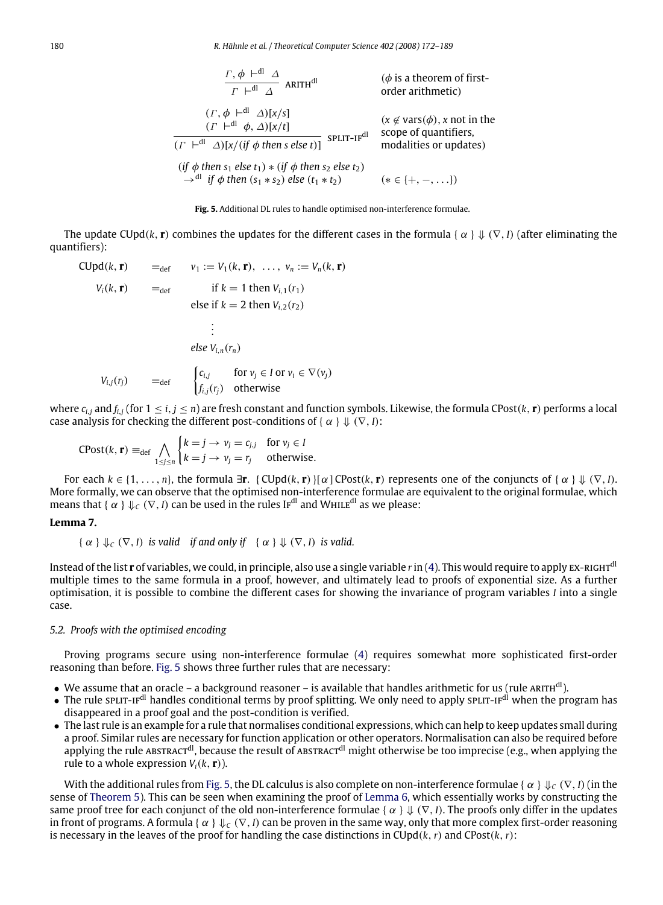$$\frac{\Gamma, \phi \vdash^{\text{dl}} \Delta}{\Gamma \vdash^{\text{dl}} \Delta} \ \text{ARITH}^{\text{dl}} \qquad (\phi \text{ is a theorem of first-order arithmetic})$$

$$\frac{(\Gamma, \phi \vdash^{\text{dl}} \Delta)[x/s] \qquad (\Gamma \vdash^{\text{dl}} \phi, \Delta)[x/t]}{(\Gamma \vdash^{\text{dl}} \Delta)[x/(\mathit{if}\ \phi\ \mathit{then}\ s\ \mathit{else}\ t)]} \ \text{SPLIT-IF}^{\text{dl}} \qquad (x \notin \text{vars}(\phi),\ x \text{ not in the scope of quantifiers, modalities or updates})$$

$$(\mathit{if}\ \phi\ \mathit{then}\ s_1\ \mathit{else}\ t_1) * (\mathit{if}\ \phi\ \mathit{then}\ s_2\ \mathit{else}\ t_2) \to^{\text{dl}} \mathit{if}\ \phi\ \mathit{then}\ (s_1 * s_2)\ \mathit{else}\ (t_1 * t_2) \qquad (* \in \{+, -, \ldots\})$$

**Fig. 5.** Additional DL rules to handle optimised non-interference formulae.

The update $\text{CUpd}(k, \mathbf{r})$ combines the updates for the different cases in the formula $\{\ \alpha\ \} \Downarrow (\nabla, I)$ (after eliminating the quantifiers):

$$\text{CUpd}(k, \mathbf{r}) \quad =_{\text{def}} \quad v_1 := V_1(k, \mathbf{r}),\ \ldots,\ v_n := V_n(k, \mathbf{r})$$

$$V_i(k, \mathbf{r}) \quad =_{\text{def}} \quad \begin{array}{l} \quad\ \text{if } k = 1 \text{ then } V_{i,1}(r_1) \\ \text{else if } k = 2 \text{ then } V_{i,2}(r_2) \\ \quad\ \vdots \\ \mathit{else}\ V_{i,n}(r_n) \end{array}$$

$$V_{i,j}(r_j) \quad =_{\text{def}} \quad \begin{cases} c_{i,j} & \text{for } v_j \in I \text{ or } v_i \in \nabla(v_j) \\ f_{i,j}(r_j) & \text{otherwise} \end{cases}$$

where $c_{i,j}$ and $f_{i,j}$ (for $1 \le i, j \le n$) are fresh constant and function symbols. Likewise, the formula $\text{CPost}(k, \mathbf{r})$ performs a local case analysis for checking the different post-conditions of $\{\ \alpha\ \} \Downarrow (\nabla, I)$:

$$\text{CPost}(k, \mathbf{r}) \equiv_{\text{def}} \bigwedge_{1 \le j \le n} \begin{cases} k = j \to v_j = c_{j,j} & \text{for } v_j \in I \\ k = j \to v_j = r_j & \text{otherwise.} \end{cases}$$

For each $k \in \{1, \ldots, n\}$, the formula $\exists \mathbf{r}.\ \{\ \text{CUpd}(k, \mathbf{r})\ \}[\ \alpha\ ]\ \text{CPost}(k, \mathbf{r})$ represents one of the conjuncts of $\{\ \alpha\ \} \Downarrow (\nabla, I)$. More formally, we can observe that the optimised non-interference formulae are equivalent to the original formulae, which means that $\{\ \alpha\ \} \Downarrow_C (\nabla, I)$ can be used in the rules $\text{IF}^{\text{dl}}$ and $\text{WHILE}^{\text{dl}}$ as we please:

**Lemma 7.**

*$\{\ \alpha\ \} \Downarrow_C (\nabla, I)$ is valid if and only if $\{\ \alpha\ \} \Downarrow (\nabla, I)$ is valid.*

Instead of the list $\mathbf{r}$ of variables, we could, in principle, also use a single variable $r$ in (4). This would require to apply $\text{EX-RIGHT}^{\text{dl}}$ multiple times to the same formula in a proof, however, and ultimately lead to proofs of exponential size. As a further optimisation, it is possible to combine the different cases for showing the invariance of program variables $I$ into a single case.

### 5.2. Proofs with the optimised encoding

Proving programs secure using non-interference formulae (4) requires somewhat more sophisticated first-order reasoning than before. Fig. 5 shows three further rules that are necessary:

- We assume that an oracle – a background reasoner – is available that handles arithmetic for us (rule $\text{ARITH}^{\text{dl}}$).
- The rule $\text{SPLIT-IF}^{\text{dl}}$ handles conditional terms by proof splitting. We only need to apply $\text{SPLIT-IF}^{\text{dl}}$ when the program has disappeared in a proof goal and the post-condition is verified.
- The last rule is an example for a rule that normalises conditional expressions, which can help to keep updates small during a proof. Similar rules are necessary for function application or other operators. Normalisation can also be required before applying the rule $\text{ABSTRACT}^{\text{dl}}$, because the result of $\text{ABSTRACT}^{\text{dl}}$ might otherwise be too imprecise (e.g., when applying the rule to a whole expression $V_i(k, \mathbf{r})$).

With the additional rules from Fig. 5, the DL calculus is also complete on non-interference formulae $\{\ \alpha\ \} \Downarrow_C (\nabla, I)$ (in the sense of Theorem 5). This can be seen when examining the proof of Lemma 6, which essentially works by constructing the same proof tree for each conjunct of the old non-interference formulae $\{\ \alpha\ \} \Downarrow (\nabla, I)$. The proofs only differ in the updates in front of programs. A formula $\{\ \alpha\ \} \Downarrow_C (\nabla, I)$ can be proven in the same way, only that more complex first-order reasoning is necessary in the leaves of the proof for handling the case distinctions in $\text{CUpd}(k, r)$ and $\text{CPost}(k, r)$: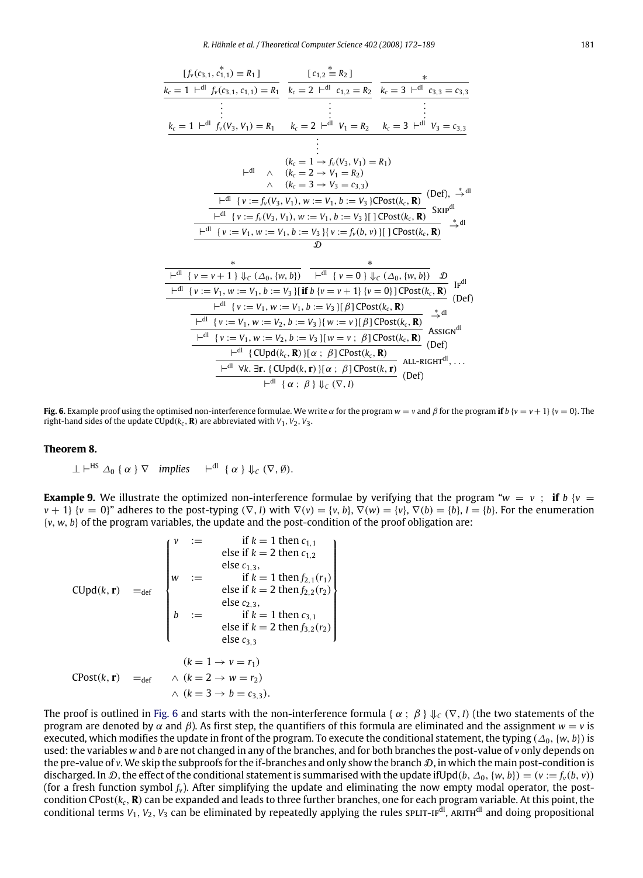$$
\dfrac{
\dfrac{
\dfrac{
\dfrac{\dfrac{[\, f_v(c_{3,1}, \overset{*}{c_{1,1}}) \equiv R_1 \,]}{k_c = 1 \vdash^{\mathrm{dl}} f_v(c_{3,1}, c_{1,1}) = R_1}}{\vdots}
\quad
\dfrac{\dfrac{[\, c_{1,2} \overset{*}{\equiv} R_2 \,]}{k_c = 2 \vdash^{\mathrm{dl}} c_{1,2} = R_2}}{\vdots}
\quad
\dfrac{\dfrac{*}{k_c = 3 \vdash^{\mathrm{dl}} c_{3,3} = c_{3,3}}}{\vdots}
}{
k_c = 1 \vdash^{\mathrm{dl}} f_v(V_3, V_1) = R_1 \quad k_c = 2 \vdash^{\mathrm{dl}} V_1 = R_2 \quad k_c = 3 \vdash^{\mathrm{dl}} V_3 = c_{3,3}
}
}{
\vdots
}
}{
\vdash^{\mathrm{dl}} \begin{array}{ll} & (k_c = 1 \rightarrow f_v(V_3, V_1) = R_1) \\ \wedge & (k_c = 2 \rightarrow V_1 = R_2) \\ \wedge & (k_c = 3 \rightarrow V_3 = c_{3,3}) \end{array}
}
$$

$$
\dfrac{
\dfrac{
\dfrac{\vdash^{\mathrm{dl}} \begin{array}{ll} & (k_c = 1 \rightarrow f_v(V_3, V_1) = R_1) \wedge (k_c = 2 \rightarrow V_1 = R_2) \wedge (k_c = 3 \rightarrow V_3 = c_{3,3}) \end{array}}{\vdash^{\mathrm{dl}} \{ v := f_v(V_3, V_1), w := V_1, b := V_3 \} \mathrm{CPost}(k_c, \mathbf{R})} \text{(Def)}, \overset{*}{\rightarrow}^{\mathrm{dl}}
}{
\vdash^{\mathrm{dl}} \{ v := f_v(V_3, V_1), w := V_1, b := V_3 \} [\,]\, \mathrm{CPost}(k_c, \mathbf{R})
} \textsc{Skip}^{\mathrm{dl}}
}{
\dfrac{\vdash^{\mathrm{dl}} \{ v := V_1, w := V_1, b := V_3 \} \{ v := f_v(b, v) \} [\,]\, \mathrm{CPost}(k_c, \mathbf{R})}{\mathcal{D}}
} \overset{*}{\rightarrow}^{\mathrm{dl}}
$$

$$
\dfrac{
\dfrac{
\dfrac{
\dfrac{
\dfrac{
\dfrac{
\dfrac{*}{\vdash^{\mathrm{dl}} \{ v = v + 1 \} \Downarrow_C (\Delta_0, \{w, b\})}
\quad
\dfrac{*}{\vdash^{\mathrm{dl}} \{ v = 0 \} \Downarrow_C (\Delta_0, \{w, b\})}
\quad \mathcal{D}
}{
\vdash^{\mathrm{dl}} \{ v := V_1, w := V_1, b := V_3 \} [\, \textbf{if}\ b\ \{v = v + 1\}\ \{v = 0\} \,]\, \mathrm{CPost}(k_c, \mathbf{R})
} \textsc{If}^{\mathrm{dl}}
}{
\vdash^{\mathrm{dl}} \{ v := V_1, w := V_1, b := V_3 \} [\, \beta \,]\, \mathrm{CPost}(k_c, \mathbf{R})
} \text{(Def)}
}{
\vdash^{\mathrm{dl}} \{ v := V_1, w := V_2, b := V_3 \} \{ w := v \} [\, \beta \,]\, \mathrm{CPost}(k_c, \mathbf{R})
} \overset{*}{\rightarrow}^{\mathrm{dl}}
}{
\vdash^{\mathrm{dl}} \{ v := V_1, w := V_2, b := V_3 \} [\, w = v\ ;\ \beta \,]\, \mathrm{CPost}(k_c, \mathbf{R})
} \textsc{Assign}^{\mathrm{dl}}
}{
\dfrac{
\dfrac{
\vdash^{\mathrm{dl}} \{ \mathrm{CUpd}(k_c, \mathbf{R}) \} [\, \alpha\ ;\ \beta \,]\, \mathrm{CPost}(k_c, \mathbf{R})
}{
\vdash^{\mathrm{dl}} \forall k.\ \exists \mathbf{r}.\ \{ \mathrm{CUpd}(k, \mathbf{r}) \} [\, \alpha\ ;\ \beta \,]\, \mathrm{CPost}(k, \mathbf{r})
} \textsc{all-right}^{\mathrm{dl}}, \ldots
}{
\vdash^{\mathrm{dl}} \{ \alpha\ ;\ \beta \} \Downarrow_C (\nabla, I)
} \text{(Def)}
} \text{(Def)}
$$

**Fig. 6.** Example proof using the optimised non-interference formulae. We write $\alpha$ for the program $w = v$ and $\beta$ for the program **if** $b$ $\{v = v + 1\}$ $\{v = 0\}$. The right-hand sides of the update $\mathrm{CUpd}(k_c, \mathbf{R})$ are abbreviated with $V_1, V_2, V_3$.

**Theorem 8.**

$$\bot \vdash^{\mathrm{HS}} \Delta_0 \{ \alpha \} \nabla \quad \textit{implies} \quad \vdash^{\mathrm{dl}} \{ \alpha \} \Downarrow_C (\nabla, \emptyset).$$

**Example 9.** We illustrate the optimized non-interference formulae by verifying that the program "$w = v$ ; **if** $b$ $\{v = v + 1\}$ $\{v = 0\}$" adheres to the post-typing $(\nabla, I)$ with $\nabla(v) = \{v, b\}$, $\nabla(w) = \{v\}$, $\nabla(b) = \{b\}$, $I = \{b\}$. For the enumeration $\{v, w, b\}$ of the program variables, the update and the post-condition of the proof obligation are:

$$
\mathrm{CUpd}(k, \mathbf{r}) \quad =_{\mathrm{def}} \quad \left\{ \begin{array}{lll} v & := & \text{if } k = 1 \text{ then } c_{1,1} \\ & & \text{else if } k = 2 \text{ then } c_{1,2} \\ & & \text{else } c_{1,3}, \\ w & := & \text{if } k = 1 \text{ then } f_{2,1}(r_1) \\ & & \text{else if } k = 2 \text{ then } f_{2,2}(r_2) \\ & & \text{else } c_{2,3}, \\ b & := & \text{if } k = 1 \text{ then } c_{3,1} \\ & & \text{else if } k = 2 \text{ then } f_{3,2}(r_2) \\ & & \text{else } c_{3,3} \end{array} \right\}
$$

$$
\mathrm{CPost}(k, \mathbf{r}) \quad =_{\mathrm{def}} \quad \begin{array}{l} (k = 1 \rightarrow v = r_1) \\ \wedge\ (k = 2 \rightarrow w = r_2) \\ \wedge\ (k = 3 \rightarrow b = c_{3,3}). \end{array}
$$

The proof is outlined in Fig. 6 and starts with the non-interference formula $\{ \alpha\ ;\ \beta \} \Downarrow_C (\nabla, I)$ (the two statements of the program are denoted by $\alpha$ and $\beta$). As first step, the quantifiers of this formula are eliminated and the assignment $w = v$ is executed, which modifies the update in front of the program. To execute the conditional statement, the typing $(\Delta_0, \{w, b\})$ is used: the variables $w$ and $b$ are not changed in any of the branches, and for both branches the post-value of $v$ only depends on the pre-value of $v$. We skip the subproofs for the if-branches and only show the branch $\mathcal{D}$, in which the main post-condition is discharged. In $\mathcal{D}$, the effect of the conditional statement is summarised with the update $\mathrm{ifUpd}(b, \Delta_0, \{w, b\}) = (v := f_v(b, v))$ (for a fresh function symbol $f_v$). After simplifying the update and eliminating the now empty modal operator, the post-condition $\mathrm{CPost}(k_c, \mathbf{R})$ can be expanded and leads to three further branches, one for each program variable. At this point, the conditional terms $V_1, V_2, V_3$ can be eliminated by repeatedly applying the rules $\textsc{split-if}^{\mathrm{dl}}$, $\textsc{arith}^{\mathrm{dl}}$ and doing propositional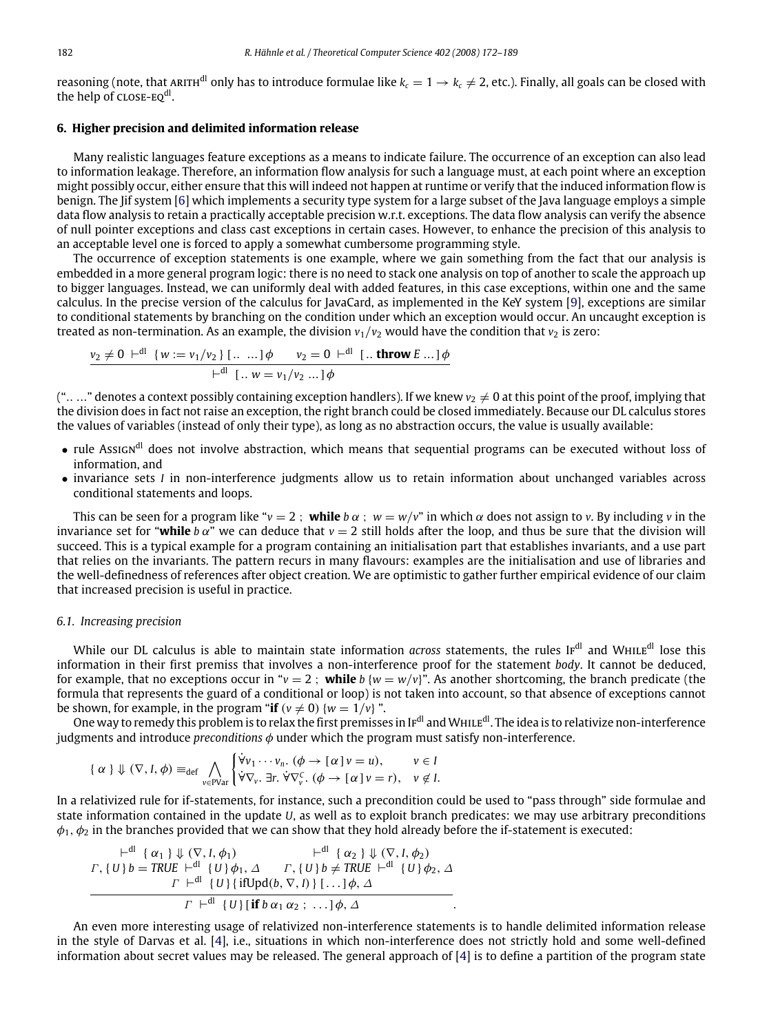reasoning (note, that $\text{ARITH}^{\text{dl}}$ only has to introduce formulae like $k_c = 1 \rightarrow k_c \neq 2$, etc.). Finally, all goals can be closed with the help of $\text{CLOSE-EQ}^{\text{dl}}$.

## 6. Higher precision and delimited information release

Many realistic languages feature exceptions as a means to indicate failure. The occurrence of an exception can also lead to information leakage. Therefore, an information flow analysis for such a language must, at each point where an exception might possibly occur, either ensure that this will indeed not happen at runtime or verify that the induced information flow is benign. The Jif system [6] which implements a security type system for a large subset of the Java language employs a simple data flow analysis to retain a practically acceptable precision w.r.t. exceptions. The data flow analysis can verify the absence of null pointer exceptions and class cast exceptions in certain cases. However, to enhance the precision of this analysis to an acceptable level one is forced to apply a somewhat cumbersome programming style.

The occurrence of exception statements is one example, where we gain something from the fact that our analysis is embedded in a more general program logic: there is no need to stack one analysis on top of another to scale the approach up to bigger languages. Instead, we can uniformly deal with added features, in this case exceptions, within one and the same calculus. In the precise version of the calculus for JavaCard, as implemented in the KeY system [9], exceptions are similar to conditional statements by branching on the condition under which an exception would occur. An uncaught exception is treated as non-termination. As an example, the division $v_1/v_2$ would have the condition that $v_2$ is zero:

$$\frac{v_2 \neq 0 \ \vdash^{\text{dl}} \ \{w := v_1/v_2\}\,[\,..\ \ ...\,]\,\phi \qquad v_2 = 0 \ \vdash^{\text{dl}} \ [\,..\ \textbf{throw}\ E\ ...\,]\,\phi}{\vdash^{\text{dl}} \ [\,..\ w = v_1/v_2\ ...\,]\,\phi}$$

("$..\ ...$" denotes a context possibly containing exception handlers). If we knew $v_2 \neq 0$ at this point of the proof, implying that the division does in fact not raise an exception, the right branch could be closed immediately. Because our DL calculus stores the values of variables (instead of only their type), as long as no abstraction occurs, the value is usually available:

- rule $\text{ASSIGN}^{\text{dl}}$ does not involve abstraction, which means that sequential programs can be executed without loss of information, and
- invariance sets $I$ in non-interference judgments allow us to retain information about unchanged variables across conditional statements and loops.

This can be seen for a program like "$v = 2$ ; **while** $b\,\alpha$ ; $w = w/v$" in which $\alpha$ does not assign to $v$. By including $v$ in the invariance set for "**while** $b\,\alpha$" we can deduce that $v = 2$ still holds after the loop, and thus be sure that the division will succeed. This is a typical example for a program containing an initialisation part that establishes invariants, and a use part that relies on the invariants. The pattern recurs in many flavours: examples are the initialisation and use of libraries and the well-definedness of references after object creation. We are optimistic to gather further empirical evidence of our claim that increased precision is useful in practice.

### *6.1. Increasing precision*

While our DL calculus is able to maintain state information *across* statements, the rules $\text{IF}^{\text{dl}}$ and $\text{WHILE}^{\text{dl}}$ lose this information in their first premiss that involves a non-interference proof for the statement *body*. It cannot be deduced, for example, that no exceptions occur in "$v = 2$ ; **while** $b\,\{w = w/v\}$". As another shortcoming, the branch predicate (the formula that represents the guard of a conditional or loop) is not taken into account, so that absence of exceptions cannot be shown, for example, in the program "**if** $(v \neq 0)\ \{w = 1/v\}$ ".

One way to remedy this problem is to relax the first premisses in $\text{IF}^{\text{dl}}$ and $\text{WHILE}^{\text{dl}}$. The idea is to relativize non-interference judgments and introduce *preconditions* $\phi$ under which the program must satisfy non-interference.

$$\{\ \alpha\ \} \Downarrow (\nabla, I, \phi) \equiv_{\text{def}} \bigwedge_{v \in \text{PVar}} \begin{cases} \dot\forall v_1 \cdots v_n.\ (\phi \rightarrow [\,\alpha\,]\, v = u), & v \in I \\ \dot\forall \nabla_v.\ \exists r.\ \dot\forall \nabla_v^c.\ (\phi \rightarrow [\,\alpha\,]\, v = r), & v \notin I. \end{cases}$$

In a relativized rule for if-statements, for instance, such a precondition could be used to "pass through" side formulae and state information contained in the update $U$, as well as to exploit branch predicates: we may use arbitrary preconditions $\phi_1, \phi_2$ in the branches provided that we can show that they hold already before the if-statement is executed:

$$\frac{\begin{array}{cc} \vdash^{\text{dl}} \ \{\ \alpha_1\ \} \Downarrow (\nabla, I, \phi_1) & \vdash^{\text{dl}} \ \{\ \alpha_2\ \} \Downarrow (\nabla, I, \phi_2) \\ \Gamma, \{\,U\,\}\, b = \mathit{TRUE} \ \vdash^{\text{dl}} \ \{\,U\,\}\,\phi_1, \Delta & \Gamma, \{\,U\,\}\, b \neq \mathit{TRUE} \ \vdash^{\text{dl}} \ \{\,U\,\}\,\phi_2, \Delta \\ \multicolumn{2}{c}{\Gamma \ \vdash^{\text{dl}} \ \{\,U\,\}\,\{\,\text{ifUpd}(b, \nabla, I)\,\}\,[\,...\,]\,\phi, \Delta} \end{array}}{\Gamma \ \vdash^{\text{dl}} \ \{\,U\,\}\,[\,\textbf{if}\ b\ \alpha_1\ \alpha_2\ ;\ \ ...\,]\,\phi, \Delta}\ .$$

An even more interesting usage of relativized non-interference statements is to handle delimited information release in the style of Darvas et al. [4], i.e., situations in which non-interference does not strictly hold and some well-defined information about secret values may be released. The general approach of [4] is to define a partition of the program state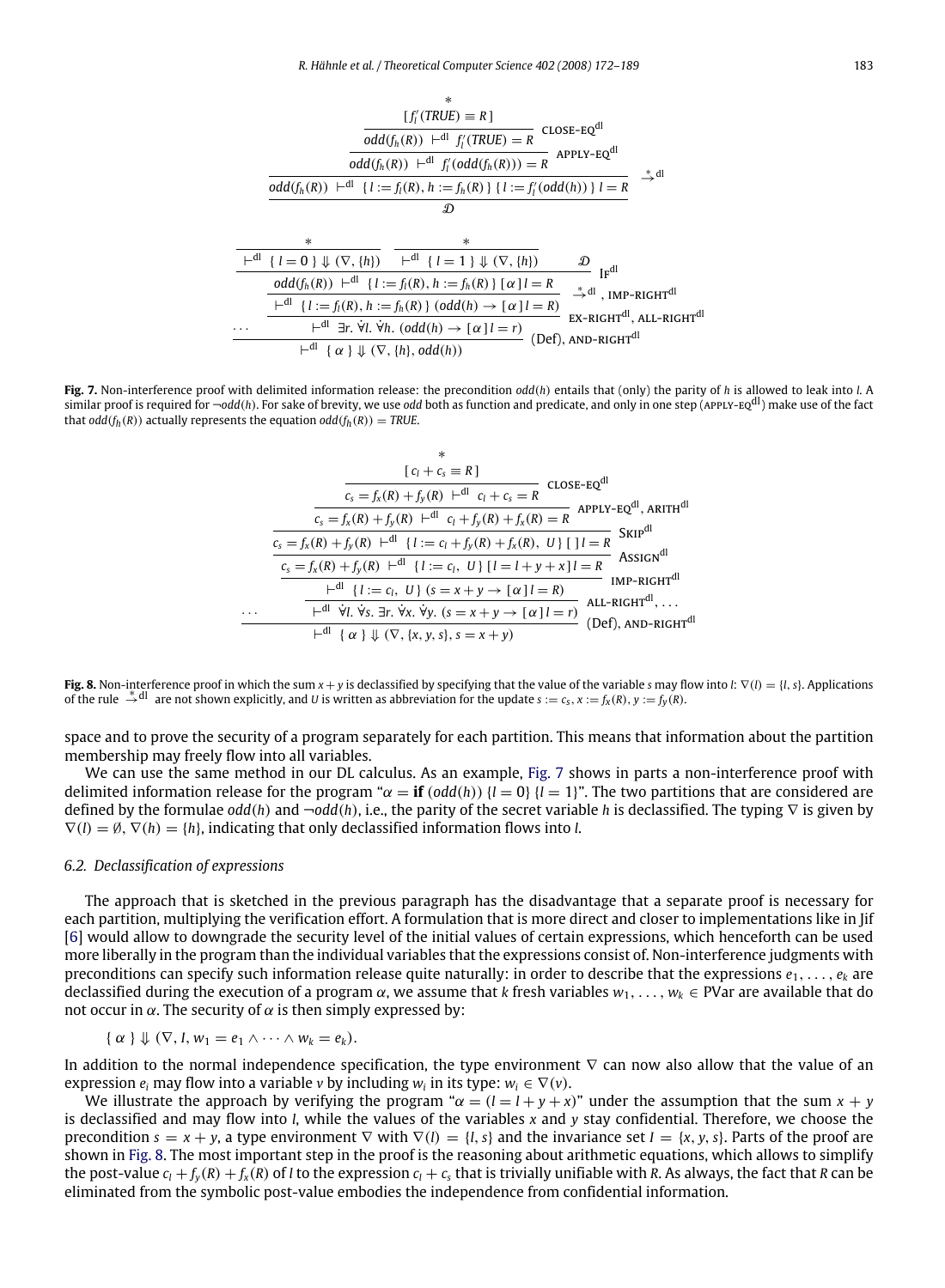$$
\dfrac{\dfrac{\dfrac{\dfrac{*}{[\,f_l'(TRUE) \equiv R\,]}}{odd(f_h(R)) \;\vdash^{dl}\; f_l'(TRUE) = R}\;\text{CLOSE-EQ}^{dl}}{odd(f_h(R)) \;\vdash^{dl}\; f_l'(odd(f_h(R))) = R}\;\text{APPLY-EQ}^{dl}}{odd(f_h(R)) \;\vdash^{dl}\; \{\,l := f_l(R), h := f_h(R)\,\}\,\{\,l := f_l'(odd(h))\,\}\; l = R}\;\overset{*}{\to}{}^{dl}
$$

$$
\mathcal{D}
$$

$$
\dfrac{\cdots \qquad \dfrac{\dfrac{\dfrac{\dfrac{*}{\vdash^{dl}\;\{\,l = 0\,\} \Downarrow (\nabla, \{h\})} \qquad \dfrac{*}{\vdash^{dl}\;\{\,l = 1\,\} \Downarrow (\nabla, \{h\})} \qquad \mathcal{D}}{odd(f_h(R)) \;\vdash^{dl}\; \{\,l := f_l(R), h := f_h(R)\,\}\,[\,\alpha\,]\, l = R}\;\text{IF}^{dl}}{\vdash^{dl}\;\{\,l := f_l(R), h := f_h(R)\,\}\,(odd(h) \to [\,\alpha\,]\, l = R)}\;\overset{*}{\to}{}^{dl},\ \text{IMP-RIGHT}^{dl}}{\vdash^{dl}\;\exists r.\ \dot\forall l.\ \dot\forall h.\ (odd(h) \to [\,\alpha\,]\, l = r)}\;\text{EX-RIGHT}^{dl},\ \text{ALL-RIGHT}^{dl}}{\vdash^{dl}\;\{\,\alpha\,\} \Downarrow (\nabla, \{h\}, odd(h))}\;(\text{Def}),\ \text{AND-RIGHT}^{dl}
$$

**Fig. 7.** Non-interference proof with delimited information release: the precondition $odd(h)$ entails that (only) the parity of $h$ is allowed to leak into $l$. A similar proof is required for $\neg odd(h)$. For sake of brevity, we use $odd$ both as function and predicate, and only in one step (APPLY-EQ$^{dl}$) make use of the fact that $odd(f_h(R))$ actually represents the equation $odd(f_h(R)) = TRUE$.

$$
\dfrac{\cdots \qquad \dfrac{\dfrac{\dfrac{\dfrac{\dfrac{\dfrac{\dfrac{*}{[\,c_l + c_s \equiv R\,]}}{c_s = f_x(R) + f_y(R) \;\vdash^{dl}\; c_l + c_s = R}\;\text{CLOSE-EQ}^{dl}}{c_s = f_x(R) + f_y(R) \;\vdash^{dl}\; c_l + f_y(R) + f_x(R) = R}\;\text{APPLY-EQ}^{dl},\ \text{ARITH}^{dl}}{c_s = f_x(R) + f_y(R) \;\vdash^{dl}\; \{\,l := c_l + f_y(R) + f_x(R),\ U\,\}\,[\,]\, l = R}\;\text{SKIP}^{dl}}{c_s = f_x(R) + f_y(R) \;\vdash^{dl}\; \{\,l := c_l,\ U\,\}\,[\,l = l + y + x\,]\, l = R}\;\text{ASSIGN}^{dl}}{\vdash^{dl}\;\{\,l := c_l,\ U\,\}\,(s = x + y \to [\,\alpha\,]\, l = R)}\;\text{IMP-RIGHT}^{dl}}{\vdash^{dl}\;\dot\forall l.\ \dot\forall s.\ \exists r.\ \dot\forall x.\ \dot\forall y.\ (s = x + y \to [\,\alpha\,]\, l = r)}\;\text{ALL-RIGHT}^{dl}, \ldots}{\vdash^{dl}\;\{\,\alpha\,\} \Downarrow (\nabla, \{x, y, s\}, s = x + y)}\;(\text{Def}),\ \text{AND-RIGHT}^{dl}
$$

**Fig. 8.** Non-interference proof in which the sum $x + y$ is declassified by specifying that the value of the variable $s$ may flow into $l$: $\nabla(l) = \{l, s\}$. Applications of the rule $\overset{*}{\to}{}^{dl}$ are not shown explicitly, and $U$ is written as abbreviation for the update $s := c_s, x := f_x(R), y := f_y(R)$.

space and to prove the security of a program separately for each partition. This means that information about the partition membership may freely flow into all variables.

We can use the same method in our DL calculus. As an example, Fig. 7 shows in parts a non-interference proof with delimited information release for the program "$\alpha = \textbf{if}\ (odd(h))\ \{l = 0\}\ \{l = 1\}$". The two partitions that are considered are defined by the formulae $odd(h)$ and $\neg odd(h)$, i.e., the parity of the secret variable $h$ is declassified. The typing $\nabla$ is given by $\nabla(l) = \emptyset$, $\nabla(h) = \{h\}$, indicating that only declassified information flows into $l$.

### 6.2. Declassification of expressions

The approach that is sketched in the previous paragraph has the disadvantage that a separate proof is necessary for each partition, multiplying the verification effort. A formulation that is more direct and closer to implementations like in Jif [6] would allow to downgrade the security level of the initial values of certain expressions, which henceforth can be used more liberally in the program than the individual variables that the expressions consist of. Non-interference judgments with preconditions can specify such information release quite naturally: in order to describe that the expressions $e_1, \ldots, e_k$ are declassified during the execution of a program $\alpha$, we assume that $k$ fresh variables $w_1, \ldots, w_k \in \text{PVar}$ are available that do not occur in $\alpha$. The security of $\alpha$ is then simply expressed by:

$$
\{\,\alpha\,\} \Downarrow (\nabla, I, w_1 = e_1 \wedge \cdots \wedge w_k = e_k).
$$

In addition to the normal independence specification, the type environment $\nabla$ can now also allow that the value of an expression $e_i$ may flow into a variable $v$ by including $w_i$ in its type: $w_i \in \nabla(v)$.

We illustrate the approach by verifying the program "$\alpha = (l = l + y + x)$" under the assumption that the sum $x + y$ is declassified and may flow into $l$, while the values of the variables $x$ and $y$ stay confidential. Therefore, we choose the precondition $s = x + y$, a type environment $\nabla$ with $\nabla(l) = \{l, s\}$ and the invariance set $I = \{x, y, s\}$. Parts of the proof are shown in Fig. 8. The most important step in the proof is the reasoning about arithmetic equations, which allows to simplify the post-value $c_l + f_y(R) + f_x(R)$ of $l$ to the expression $c_l + c_s$ that is trivially unifiable with $R$. As always, the fact that $R$ can be eliminated from the symbolic post-value embodies the independence from confidential information.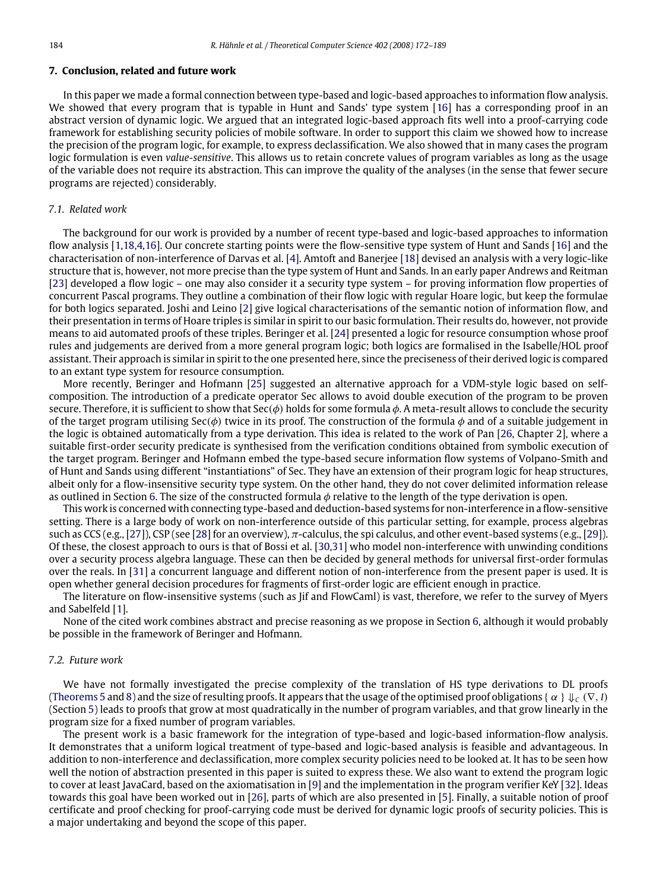## 7. Conclusion, related and future work

In this paper we made a formal connection between type-based and logic-based approaches to information flow analysis. We showed that every program that is typable in Hunt and Sands' type system [16] has a corresponding proof in an abstract version of dynamic logic. We argued that an integrated logic-based approach fits well into a proof-carrying code framework for establishing security policies of mobile software. In order to support this claim we showed how to increase the precision of the program logic, for example, to express declassification. We also showed that in many cases the program logic formulation is even *value-sensitive*. This allows us to retain concrete values of program variables as long as the usage of the variable does not require its abstraction. This can improve the quality of the analyses (in the sense that fewer secure programs are rejected) considerably.

### 7.1. Related work

The background for our work is provided by a number of recent type-based and logic-based approaches to information flow analysis [1,18,4,16]. Our concrete starting points were the flow-sensitive type system of Hunt and Sands [16] and the characterisation of non-interference of Darvas et al. [4]. Amtoft and Banerjee [18] devised an analysis with a very logic-like structure that is, however, not more precise than the type system of Hunt and Sands. In an early paper Andrews and Reitman [23] developed a flow logic – one may also consider it a security type system – for proving information flow properties of concurrent Pascal programs. They outline a combination of their flow logic with regular Hoare logic, but keep the formulae for both logics separated. Joshi and Leino [2] give logical characterisations of the semantic notion of information flow, and their presentation in terms of Hoare triples is similar in spirit to our basic formulation. Their results do, however, not provide means to aid automated proofs of these triples. Beringer et al. [24] presented a logic for resource consumption whose proof rules and judgements are derived from a more general program logic; both logics are formalised in the Isabelle/HOL proof assistant. Their approach is similar in spirit to the one presented here, since the preciseness of their derived logic is compared to an extant type system for resource consumption.

More recently, Beringer and Hofmann [25] suggested an alternative approach for a VDM-style logic based on self-composition. The introduction of a predicate operator Sec allows to avoid double execution of the program to be proven secure. Therefore, it is sufficient to show that Sec($\phi$) holds for some formula $\phi$. A meta-result allows to conclude the security of the target program utilising Sec($\phi$) twice in its proof. The construction of the formula $\phi$ and of a suitable judgement in the logic is obtained automatically from a type derivation. This idea is related to the work of Pan [26, Chapter 2], where a suitable first-order security predicate is synthesised from the verification conditions obtained from symbolic execution of the target program. Beringer and Hofmann embed the type-based secure information flow systems of Volpano-Smith and of Hunt and Sands using different "instantiations" of Sec. They have an extension of their program logic for heap structures, albeit only for a flow-insensitive security type system. On the other hand, they do not cover delimited information release as outlined in Section 6. The size of the constructed formula $\phi$ relative to the length of the type derivation is open.

This work is concerned with connecting type-based and deduction-based systems for non-interference in a flow-sensitive setting. There is a large body of work on non-interference outside of this particular setting, for example, process algebras such as CCS (e.g., [27]), CSP (see [28] for an overview), $\pi$-calculus, the spi calculus, and other event-based systems (e.g., [29]). Of these, the closest approach to ours is that of Bossi et al. [30,31] who model non-interference with unwinding conditions over a security process algebra language. These can then be decided by general methods for universal first-order formulas over the reals. In [31] a concurrent language and different notion of non-interference from the present paper is used. It is open whether general decision procedures for fragments of first-order logic are efficient enough in practice.

The literature on flow-insensitive systems (such as Jif and FlowCaml) is vast, therefore, we refer to the survey of Myers and Sabelfeld [1].

None of the cited work combines abstract and precise reasoning as we propose in Section 6, although it would probably be possible in the framework of Beringer and Hofmann.

### 7.2. Future work

We have not formally investigated the precise complexity of the translation of HS type derivations to DL proofs (Theorems 5 and 8) and the size of resulting proofs. It appears that the usage of the optimised proof obligations $\{ \alpha \} \Downarrow_C (\nabla, I)$ (Section 5) leads to proofs that grow at most quadratically in the number of program variables, and that grow linearly in the program size for a fixed number of program variables.

The present work is a basic framework for the integration of type-based and logic-based information-flow analysis. It demonstrates that a uniform logical treatment of type-based and logic-based analysis is feasible and advantageous. In addition to non-interference and declassification, more complex security policies need to be looked at. It has to be seen how well the notion of abstraction presented in this paper is suited to express these. We also want to extend the program logic to cover at least JavaCard, based on the axiomatisation in [9] and the implementation in the program verifier KeY [32]. Ideas towards this goal have been worked out in [26], parts of which are also presented in [5]. Finally, a suitable notion of proof certificate and proof checking for proof-carrying code must be derived for dynamic logic proofs of security policies. This is a major undertaking and beyond the scope of this paper.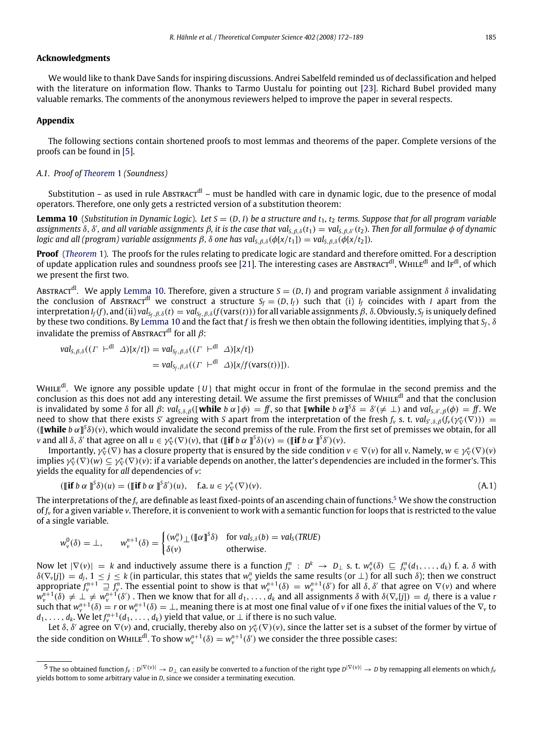## Acknowledgments

We would like to thank Dave Sands for inspiring discussions. Andrei Sabelfeld reminded us of declassification and helped with the literature on information flow. Thanks to Tarmo Uustalu for pointing out [23]. Richard Bubel provided many valuable remarks. The comments of the anonymous reviewers helped to improve the paper in several respects.

## Appendix

The following sections contain shortened proofs to most lemmas and theorems of the paper. Complete versions of the proofs can be found in [5].

### A.1. Proof of Theorem 1 (Soundness)

Substitution – as used in rule $\text{Abstract}^{\text{dl}}$ – must be handled with care in dynamic logic, due to the presence of modal operators. Therefore, one only gets a restricted version of a substitution theorem:

**Lemma 10** (*Substitution in Dynamic Logic*). *Let $S = (D, I)$ be a structure and $t_1$, $t_2$ terms. Suppose that for all program variable assignments $\delta$, $\delta'$, and all variable assignments $\beta$, it is the case that $val_{S,\beta,\delta}(t_1) = val_{S,\beta,\delta'}(t_2)$. Then for all formulae $\phi$ of dynamic logic and all (program) variable assignments $\beta$, $\delta$ one has $val_{S,\beta,\delta}(\phi[x/t_1]) = val_{S,\beta,\delta}(\phi[x/t_2])$.*

**Proof** (*Theorem 1*). The proofs for the rules relating to predicate logic are standard and therefore omitted. For a description of update application rules and soundness proofs see [21]. The interesting cases are $\text{Abstract}^{\text{dl}}$, $\text{While}^{\text{dl}}$ and $\text{If}^{\text{dl}}$, of which we present the first two.

$\text{Abstract}^{\text{dl}}$. We apply Lemma 10. Therefore, given a structure $S = (D, I)$ and program variable assignment $\delta$ invalidating the conclusion of $\text{Abstract}^{\text{dl}}$ we construct a structure $S_f = (D, I_f)$ such that (i) $I_f$ coincides with $I$ apart from the interpretation $I_f(f)$, and (ii) $val_{S_f,\beta,\delta}(t) = val_{S_f,\beta,\delta}(f(\text{vars}(t)))$ for all variable assignments $\beta$, $\delta$. Obviously, $S_f$ is uniquely defined by these two conditions. By Lemma 10 and the fact that $f$ is fresh we then obtain the following identities, implying that $S_f$, $\delta$ invalidate the premiss of $\text{Abstract}^{\text{dl}}$ for all $\beta$:

$$
\begin{aligned}
val_{S,\beta,\delta}((\Gamma \vdash^{\text{dl}} \Delta)[x/t]) &= val_{S_f,\beta,\delta}((\Gamma \vdash^{\text{dl}} \Delta)[x/t]) \\
&= val_{S_f,\beta,\delta}((\Gamma \vdash^{\text{dl}} \Delta)[x/f(\text{vars}(t))]).
\end{aligned}
$$

$\text{While}^{\text{dl}}$. We ignore any possible update $\{U\}$ that might occur in front of the formulae in the second premiss and the conclusion as this does not add any interesting detail. We assume the first premisses of $\text{While}^{\text{dl}}$ and that the conclusion is invalidated by some $\delta$ for all $\beta$: $val_{S,\delta,\beta}([\textbf{while}\ b\ \alpha]\phi) = \textit{ff}$, so that $[\![\textbf{while}\ b\ \alpha]\!]^S\delta = \delta'(\neq \bot)$ and $val_{S,\delta',\beta}(\phi) = \textit{ff}$. We need to show that there exists $S'$ agreeing with $S$ apart from the interpretation of the fresh $f_v$ s. t. $val_{S',\delta,\beta}(f_v(\gamma^*_\nabla(\nabla))) = ([\![\textbf{while}\ b\ \alpha]\!]^S\delta)(v)$, which would invalidate the second premiss of the rule. From the first set of premisses we obtain, for all $v$ and all $\delta$, $\delta'$ that agree on $u \in \gamma^*_\nabla(\nabla)(v)$, that $([\![\textbf{if}\ b\ \alpha]\!]^S\delta)(v) = ([\![\textbf{if}\ b\ \alpha]\!]^S\delta')(v)$.

Importantly, $\gamma^*_\nabla(\nabla)$ has a closure property that is ensured by the side condition $v \in \nabla(v)$ for all $v$. Namely, $w \in \gamma^*_\nabla(\nabla)(v)$ implies $\gamma^*_\nabla(\nabla)(w) \subseteq \gamma^*_\nabla(\nabla)(v)$: if a variable depends on another, the latter's dependencies are included in the former's. This yields the equality for *all* dependencies of $v$:

$$
([\![\textbf{if}\ b\ \alpha]\!]^S\delta)(u) = ([\![\textbf{if}\ b\ \alpha]\!]^S\delta')(u), \quad \text{f.a. } u \in \gamma^*_\nabla(\nabla)(v). \tag{A.1}
$$

The interpretations of the $f_v$ are definable as least fixed-points of an ascending chain of functions.[5] We show the construction of $f_v$ for a given variable $v$. Therefore, it is convenient to work with a semantic function for loops that is restricted to the value of a single variable.

$$
w^0_v(\delta) = \bot, \qquad w^{n+1}_v(\delta) = \begin{cases} (w^n_v)_\bot([\![\alpha]\!]^S\delta) & \text{for } val_{S,\delta}(b) = val_S(TRUE) \\ \delta(v) & \text{otherwise.} \end{cases}
$$

Now let $|\nabla(v)| = k$ and inductively assume there is a function $f^n_v : D^k \to D_\bot$ s. t. $w^n_v(\delta) \sqsubseteq f^n_v(d_1, \ldots, d_k)$ f. a. $\delta$ with $\delta(\nabla_v[j]) = d_j$, $1 \le j \le k$ (in particular, this states that $w^n_v$ yields the same results (or $\bot$) for all such $\delta$); then we construct appropriate $f^{n+1}_v \sqsupseteq f^n_v$. The essential point to show is that $w^{n+1}_v(\delta) = w^{n+1}_v(\delta')$ for all $\delta$, $\delta'$ that agree on $\nabla(v)$ and where $w^{n+1}_v(\delta) \ne \bot \ne w^{n+1}_v(\delta')$. Then we know that for all $d_1, \ldots, d_k$ and all assignments $\delta$ with $\delta(\nabla_v[j]) = d_j$ there is a value $r$ such that $w^{n+1}_v(\delta) = r$ or $w^{n+1}_v(\delta) = \bot$, meaning there is at most one final value of $v$ if one fixes the initial values of the $\nabla_v$ to $d_1, \ldots, d_k$. We let $f^{n+1}_v(d_1, \ldots, d_k)$ yield that value, or $\bot$ if there is no such value.

Let $\delta$, $\delta'$ agree on $\nabla(v)$ and, crucially, thereby also on $\gamma^*_\nabla(\nabla)(v)$, since the latter set is a subset of the former by virtue of the side condition on $\text{While}^{\text{dl}}$. To show $w^{n+1}_v(\delta) = w^{n+1}_v(\delta')$ we consider the three possible cases:

---

[5] The so obtained function $f_v : D^{|\nabla(v)|} \to D_\bot$ can easily be converted to a function of the right type $D^{|\nabla(v)|} \to D$ by remapping all elements on which $f_v$ yields bottom to some arbitrary value in $D$, since we consider a terminating execution.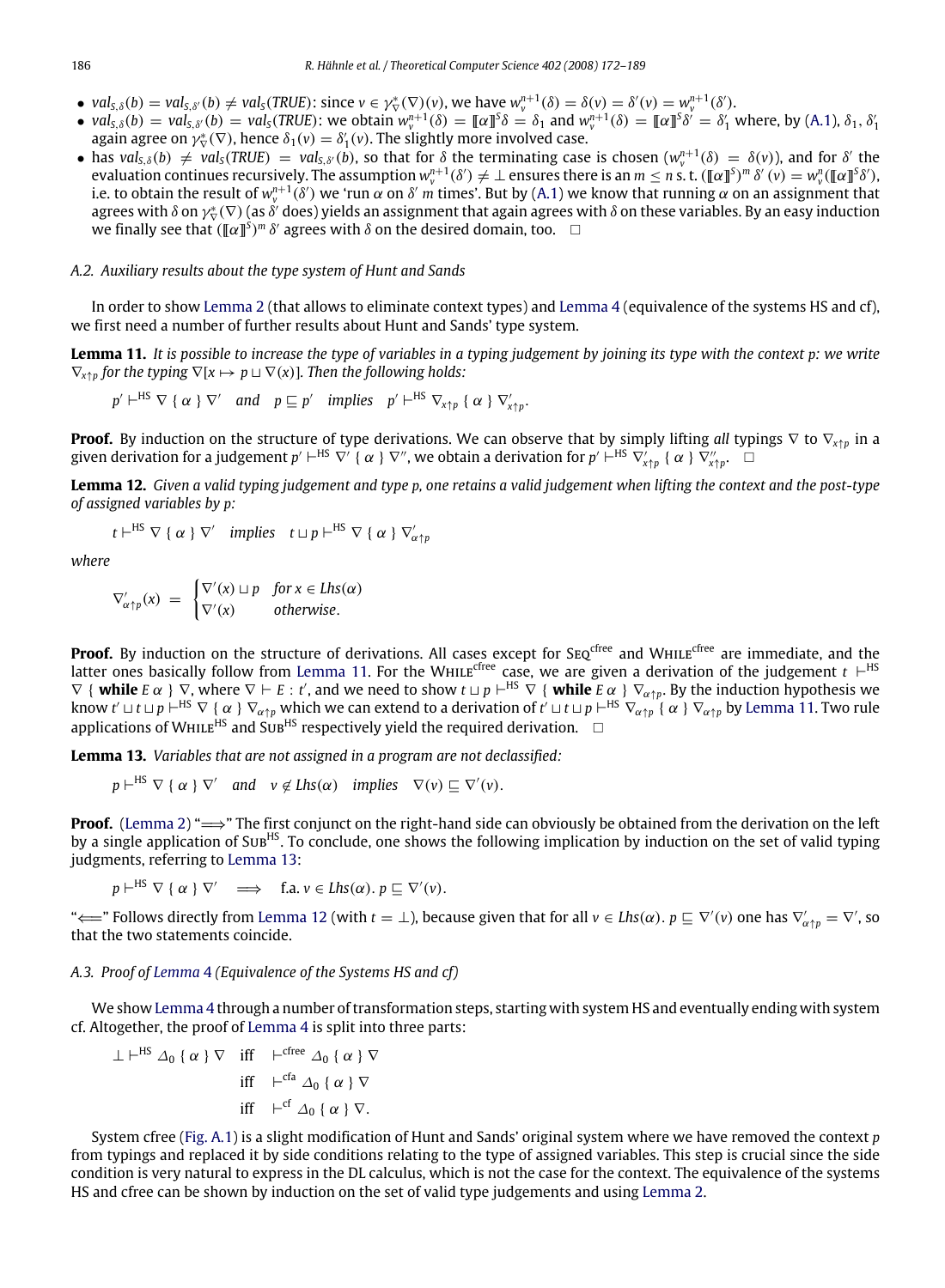- $val_{S,\delta}(b) = val_{S,\delta'}(b) \neq val_S(TRUE)$: since $v \in \gamma^*_\nabla(\nabla)(v)$, we have $w_v^{n+1}(\delta) = \delta(v) = \delta'(v) = w_v^{n+1}(\delta')$.
- $val_{S,\delta}(b) = val_{S,\delta'}(b) = val_S(TRUE)$: we obtain $w_v^{n+1}(\delta) = [\![\alpha]\!]^S\delta = \delta_1$ and $w_v^{n+1}(\delta) = [\![\alpha]\!]^S\delta' = \delta'_1$ where, by (A.1), $\delta_1$, $\delta'_1$ again agree on $\gamma^*_\nabla(\nabla)$, hence $\delta_1(v) = \delta'_1(v)$. The slightly more involved case.
- has $val_{S,\delta}(b) \neq val_S(TRUE) = val_{S,\delta'}(b)$, so that for $\delta$ the terminating case is chosen ($w_v^{n+1}(\delta) = \delta(v)$), and for $\delta'$ the evaluation continues recursively. The assumption $w_v^{n+1}(\delta') \neq \bot$ ensures there is an $m \leq n$ s. t. $([\![\alpha]\!]^S)^m\,\delta'(v) = w_v^n([\![\alpha]\!]^S\delta')$, i.e. to obtain the result of $w_v^{n+1}(\delta')$ we 'run $\alpha$ on $\delta'$ $m$ times'. But by (A.1) we know that running $\alpha$ on an assignment that agrees with $\delta$ on $\gamma^*_\nabla(\nabla)$ (as $\delta'$ does) yields an assignment that again agrees with $\delta$ on these variables. By an easy induction we finally see that $([\![\alpha]\!]^S)^m\,\delta'$ agrees with $\delta$ on the desired domain, too. $\Box$

### A.2. Auxiliary results about the type system of Hunt and Sands

In order to show Lemma 2 (that allows to eliminate context types) and Lemma 4 (equivalence of the systems HS and cf), we first need a number of further results about Hunt and Sands' type system.

**Lemma 11.** *It is possible to increase the type of variables in a typing judgement by joining its type with the context p: we write $\nabla_{x\uparrow p}$ for the typing $\nabla[x \mapsto p \sqcup \nabla(x)]$. Then the following holds:*

$$p' \vdash^{HS} \nabla\ \{\ \alpha\ \}\ \nabla' \quad \text{and} \quad p \sqsubseteq p' \quad \text{implies} \quad p' \vdash^{HS} \nabla_{x\uparrow p}\ \{\ \alpha\ \}\ \nabla'_{x\uparrow p}.$$

**Proof.** By induction on the structure of type derivations. We can observe that by simply lifting *all* typings $\nabla$ to $\nabla_{x\uparrow p}$ in a given derivation for a judgement $p' \vdash^{HS} \nabla'\ \{\ \alpha\ \}\ \nabla''$, we obtain a derivation for $p' \vdash^{HS} \nabla'_{x\uparrow p}\ \{\ \alpha\ \}\ \nabla''_{x\uparrow p}$. $\Box$

**Lemma 12.** *Given a valid typing judgement and type p, one retains a valid judgement when lifting the context and the post-type of assigned variables by p:*

$$t \vdash^{HS} \nabla\ \{\ \alpha\ \}\ \nabla' \quad \text{implies} \quad t \sqcup p \vdash^{HS} \nabla\ \{\ \alpha\ \}\ \nabla'_{\alpha\uparrow p}$$

*where*

$$\nabla'_{\alpha\uparrow p}(x) \ = \ \begin{cases} \nabla'(x) \sqcup p & \text{for } x \in Lhs(\alpha) \\ \nabla'(x) & \text{otherwise}. \end{cases}$$

**Proof.** By induction on the structure of derivations. All cases except for $\textsc{Seq}^{cfree}$ and $\textsc{While}^{cfree}$ are immediate, and the latter ones basically follow from Lemma 11. For the $\textsc{While}^{cfree}$ case, we are given a derivation of the judgement $t \vdash^{HS} \nabla\ \{\ \textbf{while}\ E\ \alpha\ \}\ \nabla$, where $\nabla \vdash E : t'$, and we need to show $t \sqcup p \vdash^{HS} \nabla\ \{\ \textbf{while}\ E\ \alpha\ \}\ \nabla_{\alpha\uparrow p}$. By the induction hypothesis we know $t' \sqcup t \sqcup p \vdash^{HS} \nabla\ \{\ \alpha\ \}\ \nabla_{\alpha\uparrow p}$ which we can extend to a derivation of $t' \sqcup t \sqcup p \vdash^{HS} \nabla_{\alpha\uparrow p}\ \{\ \alpha\ \}\ \nabla_{\alpha\uparrow p}$ by Lemma 11. Two rule applications of $\textsc{While}^{HS}$ and $\textsc{Sub}^{HS}$ respectively yield the required derivation. $\Box$

**Lemma 13.** *Variables that are not assigned in a program are not declassified:*

$$p \vdash^{HS} \nabla\ \{\ \alpha\ \}\ \nabla' \quad \text{and} \quad v \notin Lhs(\alpha) \quad \text{implies} \quad \nabla(v) \sqsubseteq \nabla'(v).$$

**Proof.** (Lemma 2) "$\Longrightarrow$" The first conjunct on the right-hand side can obviously be obtained from the derivation on the left by a single application of $\textsc{Sub}^{HS}$. To conclude, one shows the following implication by induction on the set of valid typing judgments, referring to Lemma 13:

$$p \vdash^{HS} \nabla\ \{\ \alpha\ \}\ \nabla' \quad \Longrightarrow \quad \text{f.a. } v \in Lhs(\alpha).\ p \sqsubseteq \nabla'(v).$$

"$\Longleftarrow$" Follows directly from Lemma 12 (with $t = \bot$), because given that for all $v \in Lhs(\alpha).\ p \sqsubseteq \nabla'(v)$ one has $\nabla'_{\alpha\uparrow p} = \nabla'$, so that the two statements coincide.

### A.3. Proof of Lemma 4 (Equivalence of the Systems HS and cf)

We show Lemma 4 through a number of transformation steps, starting with system HS and eventually ending with system cf. Altogether, the proof of Lemma 4 is split into three parts:

$$\begin{aligned} \bot \vdash^{HS} \Delta_0\ \{\ \alpha\ \}\ \nabla \quad &\text{iff} \quad \vdash^{cfree} \Delta_0\ \{\ \alpha\ \}\ \nabla \\ &\text{iff} \quad \vdash^{cfa} \Delta_0\ \{\ \alpha\ \}\ \nabla \\ &\text{iff} \quad \vdash^{cf} \Delta_0\ \{\ \alpha\ \}\ \nabla. \end{aligned}$$

System cfree (Fig. A.1) is a slight modification of Hunt and Sands' original system where we have removed the context $p$ from typings and replaced it by side conditions relating to the type of assigned variables. This step is crucial since the side condition is very natural to express in the DL calculus, which is not the case for the context. The equivalence of the systems HS and cfree can be shown by induction on the set of valid type judgements and using Lemma 2.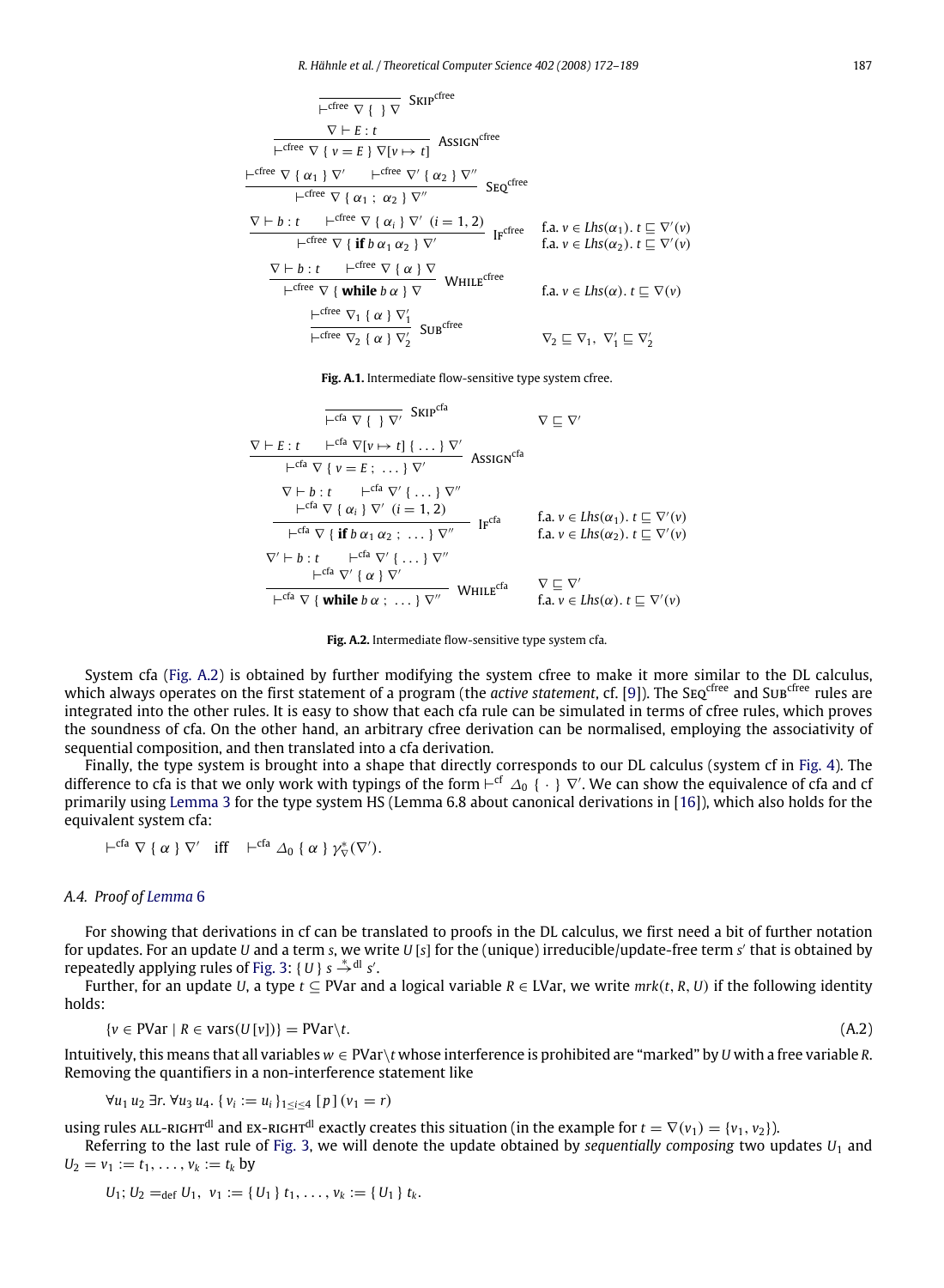$$\frac{}{\vdash^{\text{cfree}} \nabla \ \{ \ \} \ \nabla} \ \textsc{Skip}^{\text{cfree}}$$

$$\frac{\nabla \vdash E : t}{\vdash^{\text{cfree}} \nabla \ \{ \ v = E \ \} \ \nabla[v \mapsto t]} \ \textsc{Assign}^{\text{cfree}}$$

$$\frac{\vdash^{\text{cfree}} \nabla \ \{ \ \alpha_1 \ \} \ \nabla' \qquad \vdash^{\text{cfree}} \nabla' \ \{ \ \alpha_2 \ \} \ \nabla''}{\vdash^{\text{cfree}} \nabla \ \{ \ \alpha_1 \ ; \ \alpha_2 \ \} \ \nabla''} \ \textsc{Seq}^{\text{cfree}}$$

$$\frac{\nabla \vdash b : t \qquad \vdash^{\text{cfree}} \nabla \ \{ \ \alpha_i \ \} \ \nabla' \ (i = 1, 2)}{\vdash^{\text{cfree}} \nabla \ \{ \ \textbf{if} \ b \ \alpha_1 \ \alpha_2 \ \} \ \nabla'} \ \textsc{If}^{\text{cfree}} \qquad \begin{array}{l} \text{f.a. } v \in Lhs(\alpha_1).\ t \sqsubseteq \nabla'(v) \\ \text{f.a. } v \in Lhs(\alpha_2).\ t \sqsubseteq \nabla'(v) \end{array}$$

$$\frac{\nabla \vdash b : t \qquad \vdash^{\text{cfree}} \nabla \ \{ \ \alpha \ \} \ \nabla}{\vdash^{\text{cfree}} \nabla \ \{ \ \textbf{while} \ b \ \alpha \ \} \ \nabla} \ \textsc{While}^{\text{cfree}} \qquad \text{f.a. } v \in Lhs(\alpha).\ t \sqsubseteq \nabla(v)$$

$$\frac{\vdash^{\text{cfree}} \nabla_1 \ \{ \ \alpha \ \} \ \nabla'_1}{\vdash^{\text{cfree}} \nabla_2 \ \{ \ \alpha \ \} \ \nabla'_2} \ \textsc{Sub}^{\text{cfree}} \qquad \nabla_2 \sqsubseteq \nabla_1,\ \nabla'_1 \sqsubseteq \nabla'_2$$

**Fig. A.1.** Intermediate flow-sensitive type system cfree.

$$\frac{}{\vdash^{\text{cfa}} \nabla \ \{ \ \} \ \nabla'} \ \textsc{Skip}^{\text{cfa}} \qquad \nabla \sqsubseteq \nabla'$$

$$\frac{\nabla \vdash E : t \qquad \vdash^{\text{cfa}} \nabla[v \mapsto t] \ \{ \ \ldots \ \} \ \nabla'}{\vdash^{\text{cfa}} \nabla \ \{ \ v = E \ ; \ \ldots \ \} \ \nabla'} \ \textsc{Assign}^{\text{cfa}}$$

$$\frac{\nabla \vdash b : t \qquad \vdash^{\text{cfa}} \nabla' \ \{ \ \ldots \ \} \ \nabla'' \qquad \vdash^{\text{cfa}} \nabla \ \{ \ \alpha_i \ \} \ \nabla' \ (i = 1, 2)}{\vdash^{\text{cfa}} \nabla \ \{ \ \textbf{if} \ b \ \alpha_1 \ \alpha_2 \ ; \ \ldots \ \} \ \nabla''} \ \textsc{If}^{\text{cfa}} \qquad \begin{array}{l} \text{f.a. } v \in Lhs(\alpha_1).\ t \sqsubseteq \nabla'(v) \\ \text{f.a. } v \in Lhs(\alpha_2).\ t \sqsubseteq \nabla'(v) \end{array}$$

$$\frac{\nabla' \vdash b : t \qquad \vdash^{\text{cfa}} \nabla' \ \{ \ \ldots \ \} \ \nabla'' \qquad \vdash^{\text{cfa}} \nabla' \ \{ \ \alpha \ \} \ \nabla'}{\vdash^{\text{cfa}} \nabla \ \{ \ \textbf{while} \ b \ \alpha \ ; \ \ldots \ \} \ \nabla''} \ \textsc{While}^{\text{cfa}} \qquad \begin{array}{l} \nabla \sqsubseteq \nabla' \\ \text{f.a. } v \in Lhs(\alpha).\ t \sqsubseteq \nabla'(v) \end{array}$$

**Fig. A.2.** Intermediate flow-sensitive type system cfa.

System cfa (Fig. A.2) is obtained by further modifying the system cfree to make it more similar to the DL calculus, which always operates on the first statement of a program (the *active statement*, cf. [9]). The $\textsc{Seq}^{\text{cfree}}$ and $\textsc{Sub}^{\text{cfree}}$ rules are integrated into the other rules. It is easy to show that each cfa rule can be simulated in terms of cfree rules, which proves the soundness of cfa. On the other hand, an arbitrary cfree derivation can be normalised, employing the associativity of sequential composition, and then translated into a cfa derivation.

Finally, the type system is brought into a shape that directly corresponds to our DL calculus (system cf in Fig. 4). The difference to cfa is that we only work with typings of the form $\vdash^{\text{cf}} \Delta_0 \ \{ \cdot \} \ \nabla'$. We can show the equivalence of cfa and cf primarily using Lemma 3 for the type system HS (Lemma 6.8 about canonical derivations in [16]), which also holds for the equivalent system cfa:

$$\vdash^{\text{cfa}} \nabla \ \{ \ \alpha \ \} \ \nabla' \quad \text{iff} \quad \vdash^{\text{cfa}} \Delta_0 \ \{ \ \alpha \ \} \ \gamma^*_\nabla(\nabla').$$

### A.4. Proof of Lemma 6

For showing that derivations in cf can be translated to proofs in the DL calculus, we first need a bit of further notation for updates. For an update $U$ and a term $s$, we write $U\,[s]$ for the (unique) irreducible/update-free term $s'$ that is obtained by repeatedly applying rules of Fig. 3: $\{ U \} \ s \xrightarrow{*}{}^{\text{dl}} s'$.

Further, for an update $U$, a type $t \subseteq \text{PVar}$ and a logical variable $R \in \text{LVar}$, we write $mrk(t, R, U)$ if the following identity holds:

$$\{v \in \text{PVar} \mid R \in \text{vars}(U\,[v])\} = \text{PVar} \backslash t. \tag{A.2}$$

Intuitively, this means that all variables $w \in \text{PVar} \backslash t$ whose interference is prohibited are "marked" by $U$ with a free variable $R$. Removing the quantifiers in a non-interference statement like

$$\forall u_1 \, u_2 \, \exists r. \, \forall u_3 \, u_4. \, \{ \, v_i := u_i \, \}_{1 \le i \le 4} \, [\, p \,] \, (v_1 = r)$$

using rules $\textsc{all-right}^{\text{dl}}$ and $\textsc{ex-right}^{\text{dl}}$ exactly creates this situation (in the example for $t = \nabla(v_1) = \{v_1, v_2\}$).

Referring to the last rule of Fig. 3, we will denote the update obtained by *sequentially composing* two updates $U_1$ and $U_2 = v_1 := t_1, \ldots, v_k := t_k$ by

$$U_1; U_2 =_{\text{def}} U_1, \ v_1 := \{ U_1 \} \ t_1, \ldots, v_k := \{ U_1 \} \ t_k.$$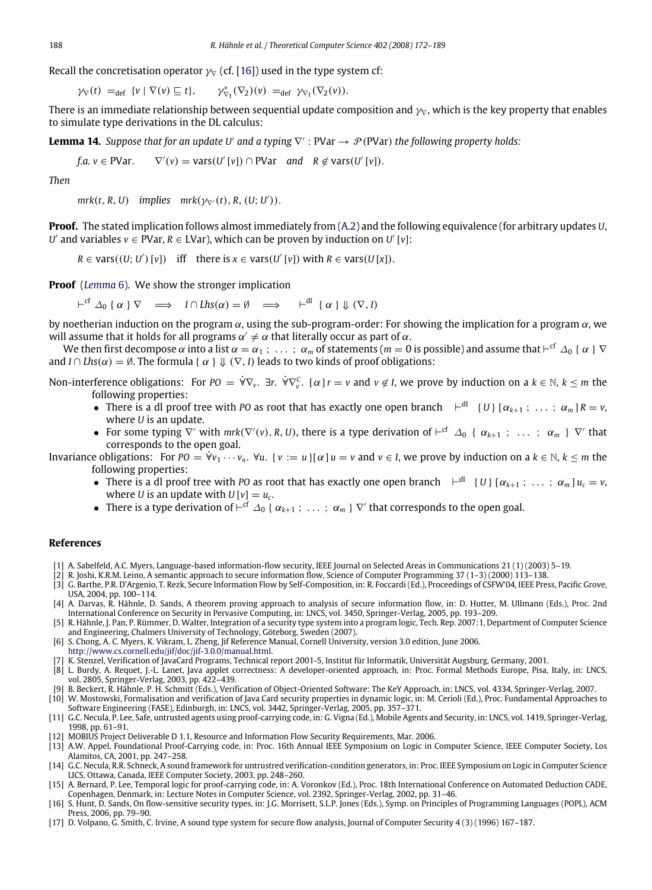Recall the concretisation operator $\gamma_\nabla$ (cf. [16]) used in the type system cf:

$$\gamma_\nabla(t) =_{\text{def}} \{v \mid \nabla(v) \sqsubseteq t\}, \qquad \gamma^*_{\nabla_1}(\nabla_2)(v) =_{\text{def}} \gamma_{\nabla_1}(\nabla_2(v)).$$

There is an immediate relationship between sequential update composition and $\gamma_\nabla$, which is the key property that enables to simulate type derivations in the DL calculus:

**Lemma 14.** *Suppose that for an update $U'$ and a typing $\nabla' : \text{PVar} \to \mathcal{P}(\text{PVar})$ the following property holds:*

$$\text{f.a. } v \in \text{PVar}. \qquad \nabla'(v) = \text{vars}(U'[v]) \cap \text{PVar} \quad \textit{and} \quad R \notin \text{vars}(U'[v]).$$

*Then*

$$mrk(t, R, U) \quad \textit{implies} \quad mrk(\gamma_{\nabla'}(t), R, (U; U')).$$

**Proof.** The stated implication follows almost immediately from (A.2) and the following equivalence (for arbitrary updates $U$, $U'$ and variables $v \in \text{PVar}$, $R \in \text{LVar}$), which can be proven by induction on $U'[v]$:

$$R \in \text{vars}((U; U')[v]) \quad \text{iff} \quad \text{there is } x \in \text{vars}(U'[v]) \text{ with } R \in \text{vars}(U[x]).$$

**Proof** (*Lemma* 6). We show the stronger implication

$$\vdash^{\text{cf}} \Delta_0 \{ \alpha \} \nabla \quad \Longrightarrow \quad I \cap Lhs(\alpha) = \emptyset \quad \Longrightarrow \quad \vdash^{\text{dl}} \{ \alpha \} \Downarrow (\nabla, I)$$

by noetherian induction on the program $\alpha$, using the sub-program-order: For showing the implication for a program $\alpha$, we will assume that it holds for all programs $\alpha' \neq \alpha$ that literally occur as part of $\alpha$.

We then first decompose $\alpha$ into a list $\alpha = \alpha_1 ; \ \ldots \ ; \ \alpha_m$ of statements ($m = 0$ is possible) and assume that $\vdash^{\text{cf}} \Delta_0 \{ \alpha \} \nabla$ and $I \cap Lhs(\alpha) = \emptyset$. The formula $\{ \alpha \} \Downarrow (\nabla, I)$ leads to two kinds of proof obligations:

Non-interference obligations: For $PO = \dot{\forall}\nabla_v. \ \exists r. \ \dot{\forall}\nabla^C_v. \ [\alpha] r = v$ and $v \notin I$, we prove by induction on a $k \in \mathbb{N}$, $k \leq m$ the following properties:

- There is a dl proof tree with $PO$ as root that has exactly one open branch $\vdash^{\text{dl}} \{U\} [\alpha_{k+1} ; \ \ldots \ ; \ \alpha_m] R = v$, where $U$ is an update.
- For some typing $\nabla'$ with $mrk(\nabla'(v), R, U)$, there is a type derivation of $\vdash^{\text{cf}} \Delta_0 \{ \alpha_{k+1} ; \ \ldots \ ; \ \alpha_m \} \nabla'$ that corresponds to the open goal.

Invariance obligations: For $PO = \dot{\forall} v_1 \cdots v_n. \ \forall u. \ \{v := u\}[\alpha] u = v$ and $v \in I$, we prove by induction on a $k \in \mathbb{N}$, $k \leq m$ the following properties:

- There is a dl proof tree with $PO$ as root that has exactly one open branch $\vdash^{\text{dl}} \{U\} [\alpha_{k+1} ; \ \ldots \ ; \ \alpha_m] u_c = v$, where $U$ is an update with $U[v] = u_c$.
- There is a type derivation of $\vdash^{\text{cf}} \Delta_0 \{ \alpha_{k+1} ; \ \ldots \ ; \ \alpha_m \} \nabla'$ that corresponds to the open goal.

## References

[1] A. Sabelfeld, A.C. Myers, Language-based information-flow security, IEEE Journal on Selected Areas in Communications 21 (1) (2003) 5–19.

[2] R. Joshi, K.R.M. Leino, A semantic approach to secure information flow, Science of Computer Programming 37 (1–3) (2000) 113–138.

[3] G. Barthe, P.R. D'Argenio, T. Rezk, Secure Information Flow by Self-Composition, in: R. Foccardi (Ed.), Proceedings of CSFW'04, IEEE Press, Pacific Grove, USA, 2004, pp. 100–114.

[4] A. Darvas, R. Hähnle, D. Sands, A theorem proving approach to analysis of secure information flow, in: D. Hutter, M. Ullmann (Eds.), Proc. 2nd International Conference on Security in Pervasive Computing, in: LNCS, vol. 3450, Springer-Verlag, 2005, pp. 193–209.

[5] R. Hähnle, J. Pan, P. Rümmer, D. Walter, Integration of a security type system into a program logic, Tech. Rep. 2007:1, Department of Computer Science and Engineering, Chalmers University of Technology, Göteborg, Sweden (2007).

[6] S. Chong, A. C. Myers, K. Vikram, L. Zheng, Jif Reference Manual, Cornell University, version 3.0 edition, June 2006. http://www.cs.cornell.edu/jif/doc/jif-3.0.0/manual.html.

[7] K. Stenzel, Verification of JavaCard Programs, Technical report 2001-5, Institut für Informatik, Universität Augsburg, Germany, 2001.

[8] L. Burdy, A. Requet, J.-L. Lanet, Java applet correctness: A developer-oriented approach, in: Proc. Formal Methods Europe, Pisa, Italy, in: LNCS, vol. 2805, Springer-Verlag, 2003, pp. 422–439.

[9] B. Beckert, R. Hähnle, P. H. Schmitt (Eds.), Verification of Object-Oriented Software: The KeY Approach, in: LNCS, vol. 4334, Springer-Verlag, 2007.

[10] W. Mostowski, Formalisation and verification of Java Card security properties in dynamic logic, in: M. Cerioli (Ed.), Proc. Fundamental Approaches to Software Engineering (FASE), Edinburgh, in: LNCS, vol. 3442, Springer-Verlag, 2005, pp. 357–371.

[11] G.C. Necula, P. Lee, Safe, untrusted agents using proof-carrying code, in: G. Vigna (Ed.), Mobile Agents and Security, in: LNCS, vol. 1419, Springer-Verlag, 1998, pp. 61–91.

[12] MOBIUS Project Deliverable D 1.1, Resource and Information Flow Security Requirements, Mar. 2006.

[13] A.W. Appel, Foundational Proof-Carrying code, in: Proc. 16th Annual IEEE Symposium on Logic in Computer Science, IEEE Computer Society, Los Alamitos, CA, 2001, pp. 247–258.

[14] G.C. Necula, R.R. Schneck, A sound framework for untrustred verification-condition generators, in: Proc. IEEE Symposium on Logic in Computer Science LICS, Ottawa, Canada, IEEE Computer Society, 2003, pp. 248–260.

[15] A. Bernard, P. Lee, Temporal logic for proof-carrying code, in: A. Voronkov (Ed.), Proc. 18th International Conference on Automated Deduction CADE, Copenhagen, Denmark, in: Lecture Notes in Computer Science, vol. 2392, Springer-Verlag, 2002, pp. 31–46.

[16] S. Hunt, D. Sands, On flow-sensitive security types, in: J.G. Morrisett, S.L.P. Jones (Eds.), Symp. on Principles of Programming Languages (POPL), ACM Press, 2006, pp. 79–90.

[17] D. Volpano, G. Smith, C. Irvine, A sound type system for secure flow analysis, Journal of Computer Security 4 (3) (1996) 167–187.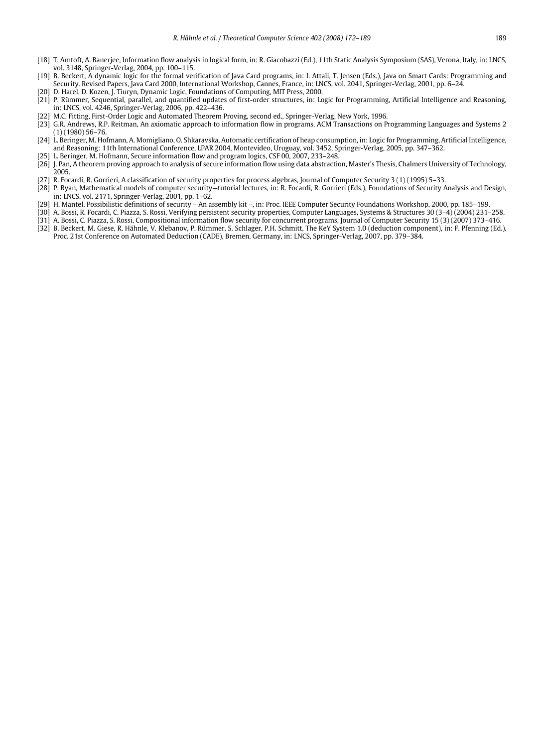[18] T. Amtoft, A. Banerjee, Information flow analysis in logical form, in: R. Giacobazzi (Ed.), 11th Static Analysis Symposium (SAS), Verona, Italy, in: LNCS, vol. 3148, Springer-Verlag, 2004, pp. 100–115.

[19] B. Beckert, A dynamic logic for the formal verification of Java Card programs, in: I. Attali, T. Jensen (Eds.), Java on Smart Cards: Programming and Security. Revised Papers, Java Card 2000, International Workshop, Cannes, France, in: LNCS, vol. 2041, Springer-Verlag, 2001, pp. 6–24.

[20] D. Harel, D. Kozen, J. Tiuryn, Dynamic Logic, Foundations of Computing, MIT Press, 2000.

[21] P. Rümmer, Sequential, parallel, and quantified updates of first-order structures, in: Logic for Programming, Artificial Intelligence and Reasoning, in: LNCS, vol. 4246, Springer-Verlag, 2006, pp. 422–436.

[22] M.C. Fitting, First-Order Logic and Automated Theorem Proving, second ed., Springer-Verlag, New York, 1996.

[23] G.R. Andrews, R.P. Reitman, An axiomatic approach to information flow in programs, ACM Transactions on Programming Languages and Systems 2 (1) (1980) 56–76.

[24] L. Beringer, M. Hofmann, A. Momigliano, O. Shkaravska, Automatic certification of heap consumption, in: Logic for Programming, Artificial Intelligence, and Reasoning: 11th International Conference, LPAR 2004, Montevideo, Uruguay, vol. 3452, Springer-Verlag, 2005, pp. 347–362.

[25] L. Beringer, M. Hofmann, Secure information flow and program logics, CSF 00, 2007, 233–248.

[26] J. Pan, A theorem proving approach to analysis of secure information flow using data abstraction, Master's Thesis, Chalmers University of Technology, 2005.

[27] R. Focardi, R. Gorrieri, A classification of security properties for process algebras, Journal of Computer Security 3 (1) (1995) 5–33.

[28] P. Ryan, Mathematical models of computer security—tutorial lectures, in: R. Focardi, R. Gorrieri (Eds.), Foundations of Security Analysis and Design, in: LNCS, vol. 2171, Springer-Verlag, 2001, pp. 1–62.

[29] H. Mantel, Possibilistic definitions of security – An assembly kit –, in: Proc. IEEE Computer Security Foundations Workshop, 2000, pp. 185–199.

[30] A. Bossi, R. Focardi, C. Piazza, S. Rossi, Verifying persistent security properties, Computer Languages, Systems & Structures 30 (3–4) (2004) 231–258.

[31] A. Bossi, C. Piazza, S. Rossi, Compositional information flow security for concurrent programs, Journal of Computer Security 15 (3) (2007) 373–416.

[32] B. Beckert, M. Giese, R. Hähnle, V. Klebanov, P. Rümmer, S. Schlager, P.H. Schmitt, The KeY System 1.0 (deduction component), in: F. Pfenning (Ed.), Proc. 21st Conference on Automated Deduction (CADE), Bremen, Germany, in: LNCS, Springer-Verlag, 2007, pp. 379–384.